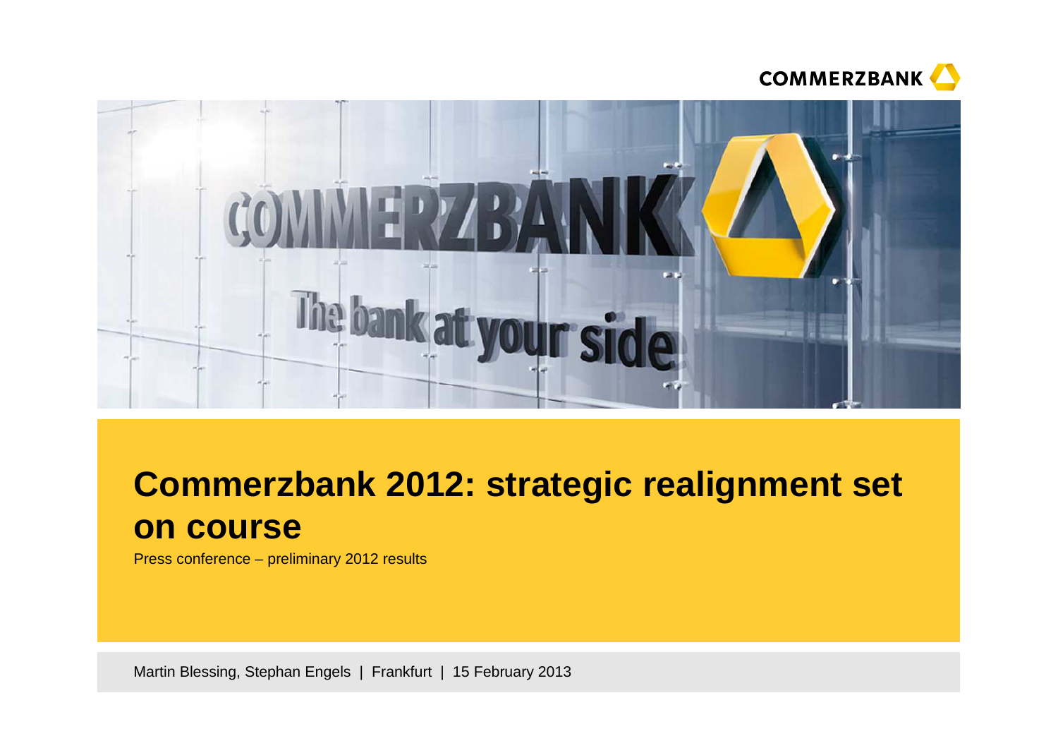# Commerzbank 2012: strategic realignment set on course

Press conference – preliminary 2012 results

Martin Blessing, Stephan Engels | Frankfurt | 15 February 2013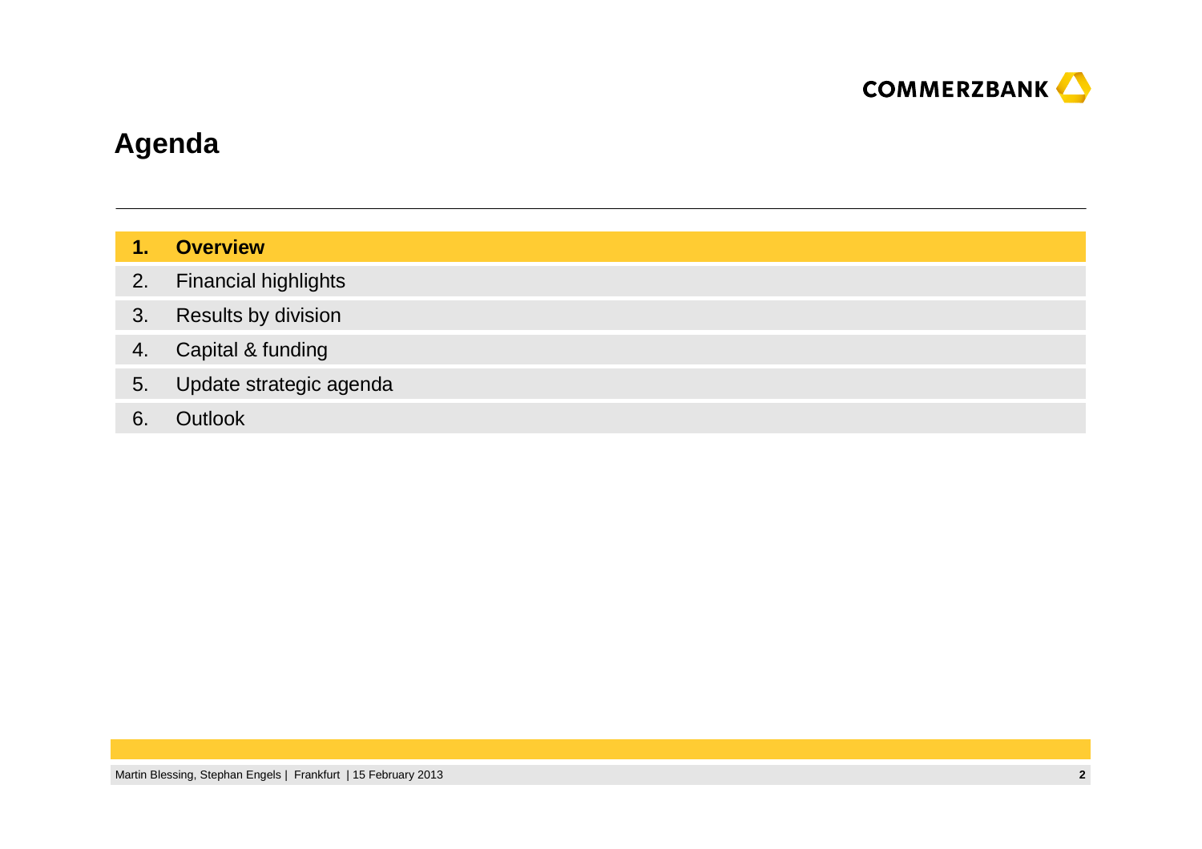# Agenda

1. **Overview**
2. Financial highlights
3. Results by division
4. Capital & funding
5. Update strategic agenda
6. Outlook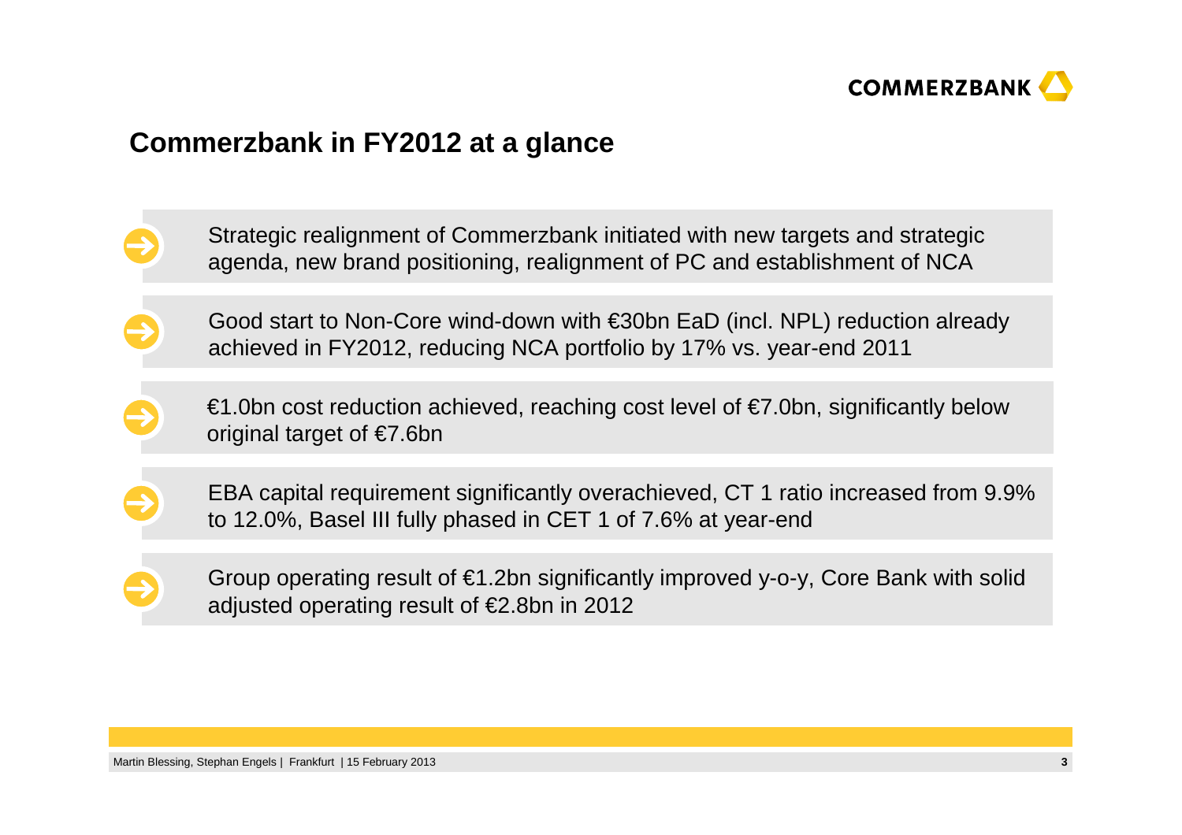## Commerzbank in FY2012 at a glance

- Strategic realignment of Commerzbank initiated with new targets and strategic agenda, new brand positioning, realignment of PC and establishment of NCA
- Good start to Non-Core wind-down with €30bn EaD (incl. NPL) reduction already achieved in FY2012, reducing NCA portfolio by 17% vs. year-end 2011
- €1.0bn cost reduction achieved, reaching cost level of €7.0bn, significantly below original target of €7.6bn
- EBA capital requirement significantly overachieved, CT 1 ratio increased from 9.9% to 12.0%, Basel III fully phased in CET 1 of 7.6% at year-end
- Group operating result of €1.2bn significantly improved y-o-y, Core Bank with solid adjusted operating result of €2.8bn in 2012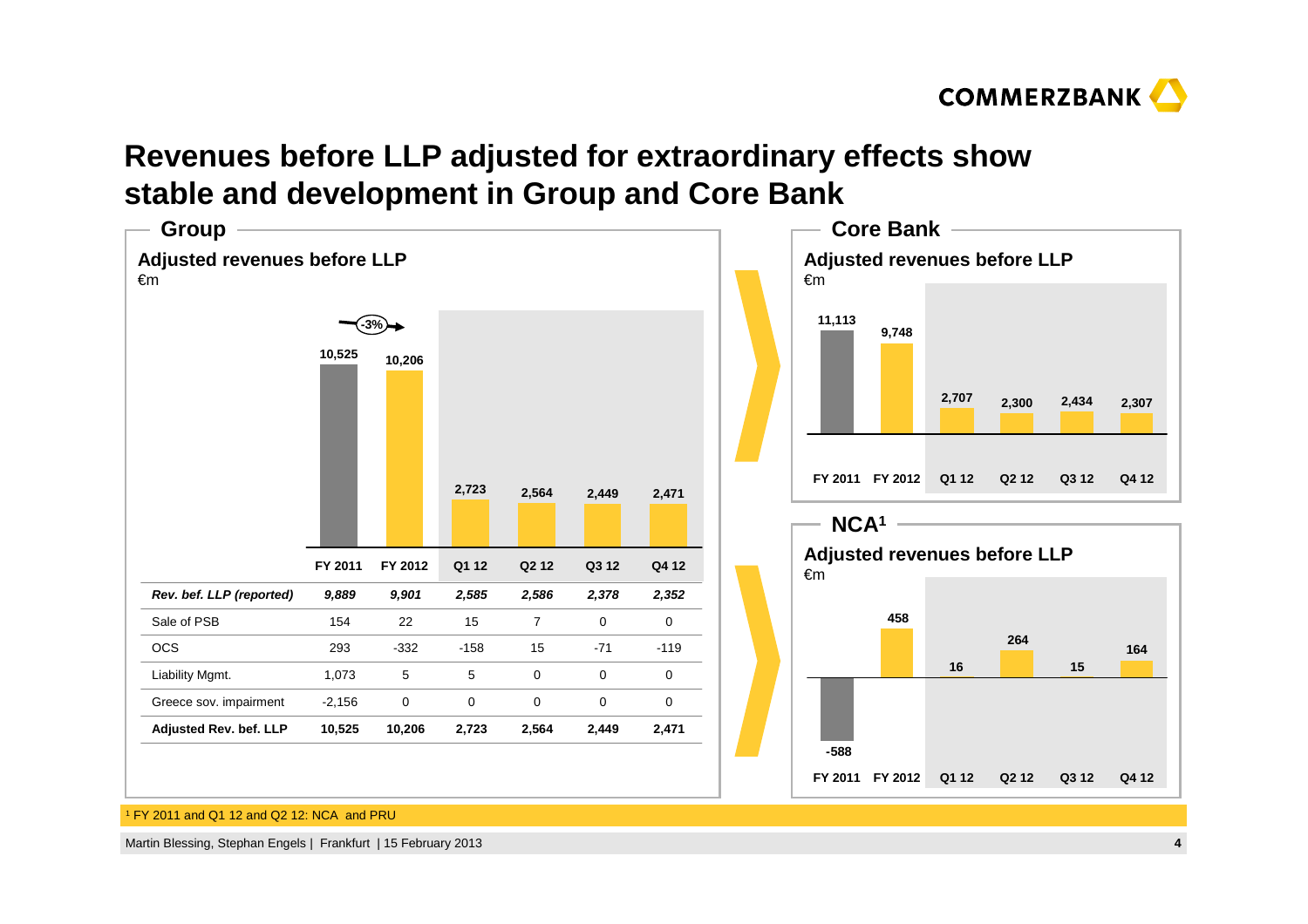# Revenues before LLP adjusted for extraordinary effects show stable and development in Group and Core Bank

## Group

### Adjusted revenues before LLP

€m

| | FY 2011 | FY 2012 | Q1 12 | Q2 12 | Q3 12 | Q4 12 |
|---|---|---|---|---|---|---|
| Adjusted revenues before LLP | 10,525 | 10,206 | 2,723 | 2,564 | 2,449 | 2,471 |

FY 2011 → FY 2012: -3%

| | FY 2011 | FY 2012 | Q1 12 | Q2 12 | Q3 12 | Q4 12 |
|---|---|---|---|---|---|---|
| *Rev. bef. LLP (reported)* | *9,889* | *9,901* | *2,585* | *2,586* | *2,378* | *2,352* |
| Sale of PSB | 154 | 22 | 15 | 7 | 0 | 0 |
| OCS | 293 | -332 | -158 | 15 | -71 | -119 |
| Liability Mgmt. | 1,073 | 5 | 5 | 0 | 0 | 0 |
| Greece sov. impairment | -2,156 | 0 | 0 | 0 | 0 | 0 |
| **Adjusted Rev. bef. LLP** | **10,525** | **10,206** | **2,723** | **2,564** | **2,449** | **2,471** |

## Core Bank

### Adjusted revenues before LLP

€m

| FY 2011 | FY 2012 | Q1 12 | Q2 12 | Q3 12 | Q4 12 |
|---|---|---|---|---|---|
| 11,113 | 9,748 | 2,707 | 2,300 | 2,434 | 2,307 |

## NCA[1]

### Adjusted revenues before LLP

€m

| FY 2011 | FY 2012 | Q1 12 | Q2 12 | Q3 12 | Q4 12 |
|---|---|---|---|---|---|
| -588 | 458 | 16 | 264 | 15 | 164 |

[1] FY 2011 and Q1 12 and Q2 12: NCA and PRU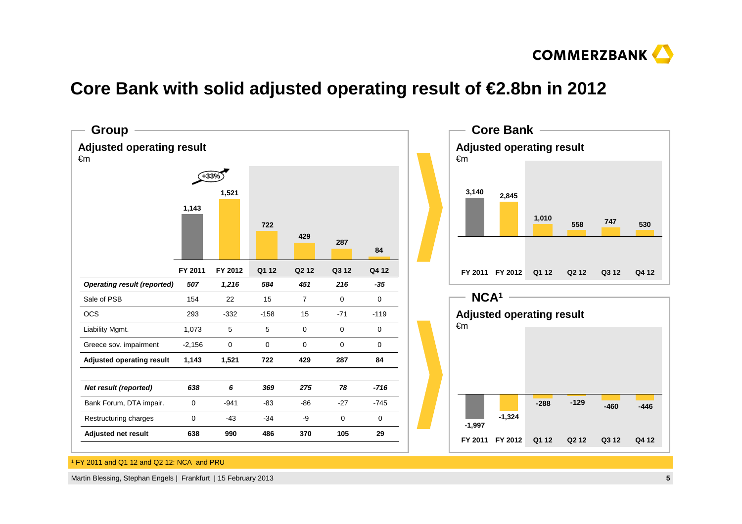# Core Bank with solid adjusted operating result of €2.8bn in 2012

## Group

### Adjusted operating result

€m

| | FY 2011 | FY 2012 | Q1 12 | Q2 12 | Q3 12 | Q4 12 |
|---|---|---|---|---|---|---|
| Adjusted operating result (chart) | 1,143 | 1,521 (+33%) | 722 | 429 | 287 | 84 |

| | FY 2011 | FY 2012 | Q1 12 | Q2 12 | Q3 12 | Q4 12 |
|---|---|---|---|---|---|---|
| *Operating result (reported)* | *507* | *1,216* | *584* | *451* | *216* | *-35* |
| Sale of PSB | 154 | 22 | 15 | 7 | 0 | 0 |
| OCS | 293 | -332 | -158 | 15 | -71 | -119 |
| Liability Mgmt. | 1,073 | 5 | 5 | 0 | 0 | 0 |
| Greece sov. impairment | -2,156 | 0 | 0 | 0 | 0 | 0 |
| **Adjusted operating result** | **1,143** | **1,521** | **722** | **429** | **287** | **84** |
| *Net result (reported)* | *638* | *6* | *369* | *275* | *78* | *-716* |
| Bank Forum, DTA impair. | 0 | -941 | -83 | -86 | -27 | -745 |
| Restructuring charges | 0 | -43 | -34 | -9 | 0 | 0 |
| **Adjusted net result** | **638** | **990** | **486** | **370** | **105** | **29** |

## Core Bank

### Adjusted operating result

€m

| FY 2011 | FY 2012 | Q1 12 | Q2 12 | Q3 12 | Q4 12 |
|---|---|---|---|---|---|
| 3,140 | 2,845 | 1,010 | 558 | 747 | 530 |

## NCA[1]

### Adjusted operating result

€m

| FY 2011 | FY 2012 | Q1 12 | Q2 12 | Q3 12 | Q4 12 |
|---|---|---|---|---|---|
| -1,997 | -1,324 | -288 | -129 | -460 | -446 |

[1] FY 2011 and Q1 12 and Q2 12: NCA and PRU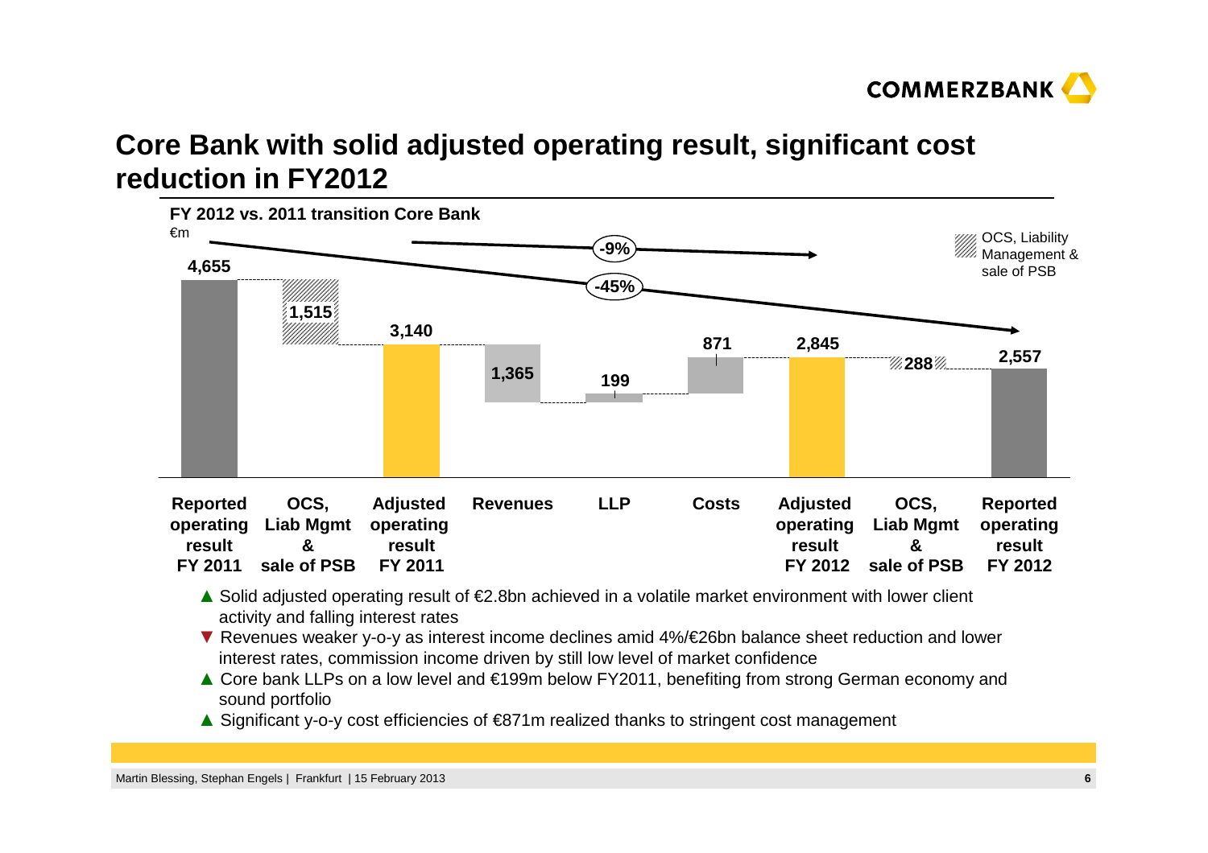# Core Bank with solid adjusted operating result, significant cost reduction in FY2012

**FY 2012 vs. 2011 transition Core Bank**

€m

| Reported operating result FY 2011 | OCS, Liab Mgmt & sale of PSB | Adjusted operating result FY 2011 | Revenues | LLP | Costs | Adjusted operating result FY 2012 | OCS, Liab Mgmt & sale of PSB | Reported operating result FY 2012 |
|---|---|---|---|---|---|---|---|---|
| 4,655 | 1,515 | 3,140 | 1,365 | 199 | 871 | 2,845 | 288 | 2,557 |

-9% (Adjusted operating result FY 2011 to FY 2012)

-45% (Reported operating result FY 2011 to FY 2012)

OCS, Liability Management & sale of PSB

- ▲ Solid adjusted operating result of €2.8bn achieved in a volatile market environment with lower client activity and falling interest rates
- ▼ Revenues weaker y-o-y as interest income declines amid 4%/€26bn balance sheet reduction and lower interest rates, commission income driven by still low level of market confidence
- ▲ Core bank LLPs on a low level and €199m below FY2011, benefiting from strong German economy and sound portfolio
- ▲ Significant y-o-y cost efficiencies of €871m realized thanks to stringent cost management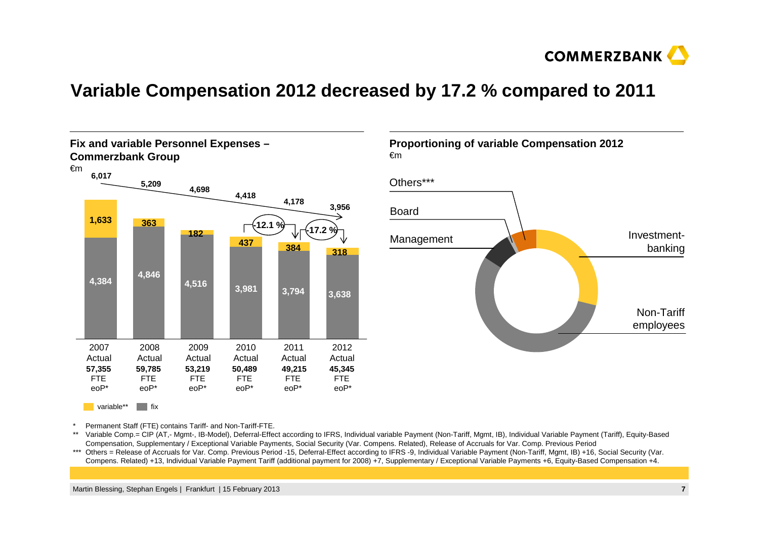# Variable Compensation 2012 decreased by 17.2 % compared to 2011

## Fix and variable Personnel Expenses – Commerzbank Group

€m

| | 2007 Actual | 2008 Actual | 2009 Actual | 2010 Actual | 2011 Actual | 2012 Actual |
|---|---|---|---|---|---|---|
| Total | 6,017 | 5,209 | 4,698 | 4,418 | 4,178 | 3,956 |
| variable** | 1,633 | 363 | 182 | 437 | 384 | 318 |
| fix | 4,384 | 4,846 | 4,516 | 3,981 | 3,794 | 3,638 |
| FTE eoP* | 57,355 | 59,785 | 53,219 | 50,489 | 49,215 | 45,345 |

Variable: -12.1 % (2010 to 2011); -17.2 % (2011 to 2012)

## Proportioning of variable Compensation 2012

€m

- Others***
- Board
- Management
- Investment-banking
- Non-Tariff employees

\* Permanent Staff (FTE) contains Tariff- and Non-Tariff-FTE.

\*\* Variable Comp.= CIP (AT,- Mgmt-, IB-Model), Deferral-Effect according to IFRS, Individual variable Payment (Non-Tariff, Mgmt, IB), Individual Variable Payment (Tariff), Equity-Based Compensation, Supplementary / Exceptional Variable Payments, Social Security (Var. Compens. Related), Release of Accruals for Var. Comp. Previous Period

\*\*\* Others = Release of Accruals for Var. Comp. Previous Period -15, Deferral-Effect according to IFRS -9, Individual Variable Payment (Non-Tariff, Mgmt, IB) +16, Social Security (Var. Compens. Related) +13, Individual Variable Payment Tariff (additional payment for 2008) +7, Supplementary / Exceptional Variable Payments +6, Equity-Based Compensation +4.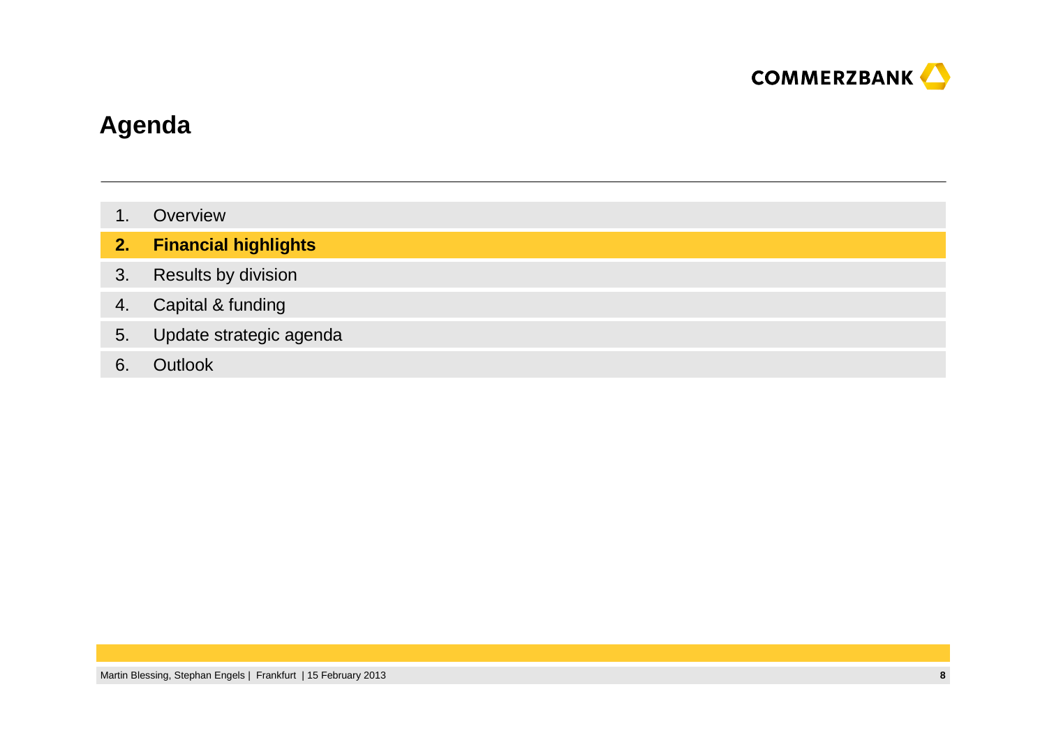# Agenda

1. Overview
2. **Financial highlights**
3. Results by division
4. Capital & funding
5. Update strategic agenda
6. Outlook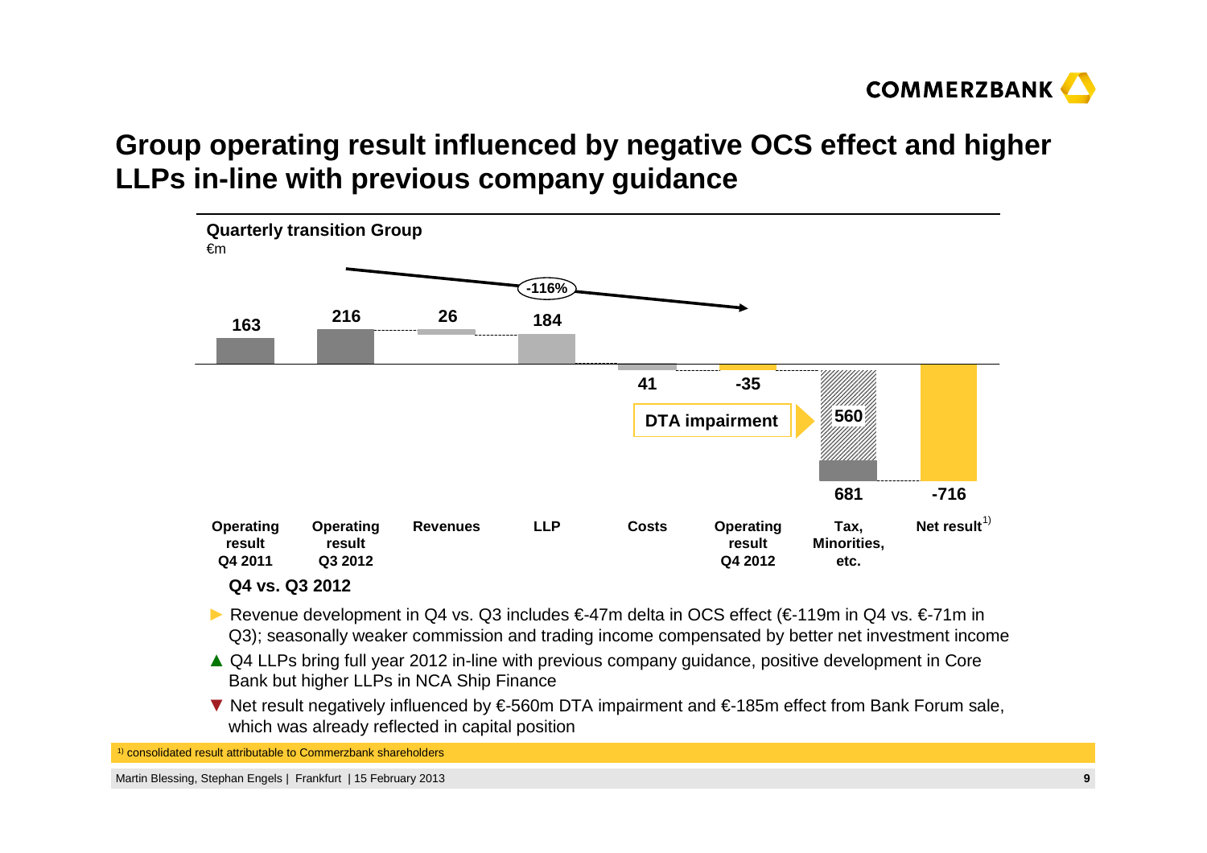# Group operating result influenced by negative OCS effect and higher LLPs in-line with previous company guidance

**Quarterly transition Group**
€m

| Operating result Q4 2011 | Operating result Q3 2012 | Revenues | LLP | Costs | Operating result Q4 2012 | Tax, Minorities, etc. | Net result[1] |
|---|---|---|---|---|---|---|---|
| 163 | 216 | 26 | 184 | 41 | -35 | 681 | -716 |

-116%

DTA impairment: 560

**Q4 vs. Q3 2012**

- ► Revenue development in Q4 vs. Q3 includes €-47m delta in OCS effect (€-119m in Q4 vs. €-71m in Q3); seasonally weaker commission and trading income compensated by better net investment income
- ▲ Q4 LLPs bring full year 2012 in-line with previous company guidance, positive development in Core Bank but higher LLPs in NCA Ship Finance
- ▼ Net result negatively influenced by €-560m DTA impairment and €-185m effect from Bank Forum sale, which was already reflected in capital position

[1] consolidated result attributable to Commerzbank shareholders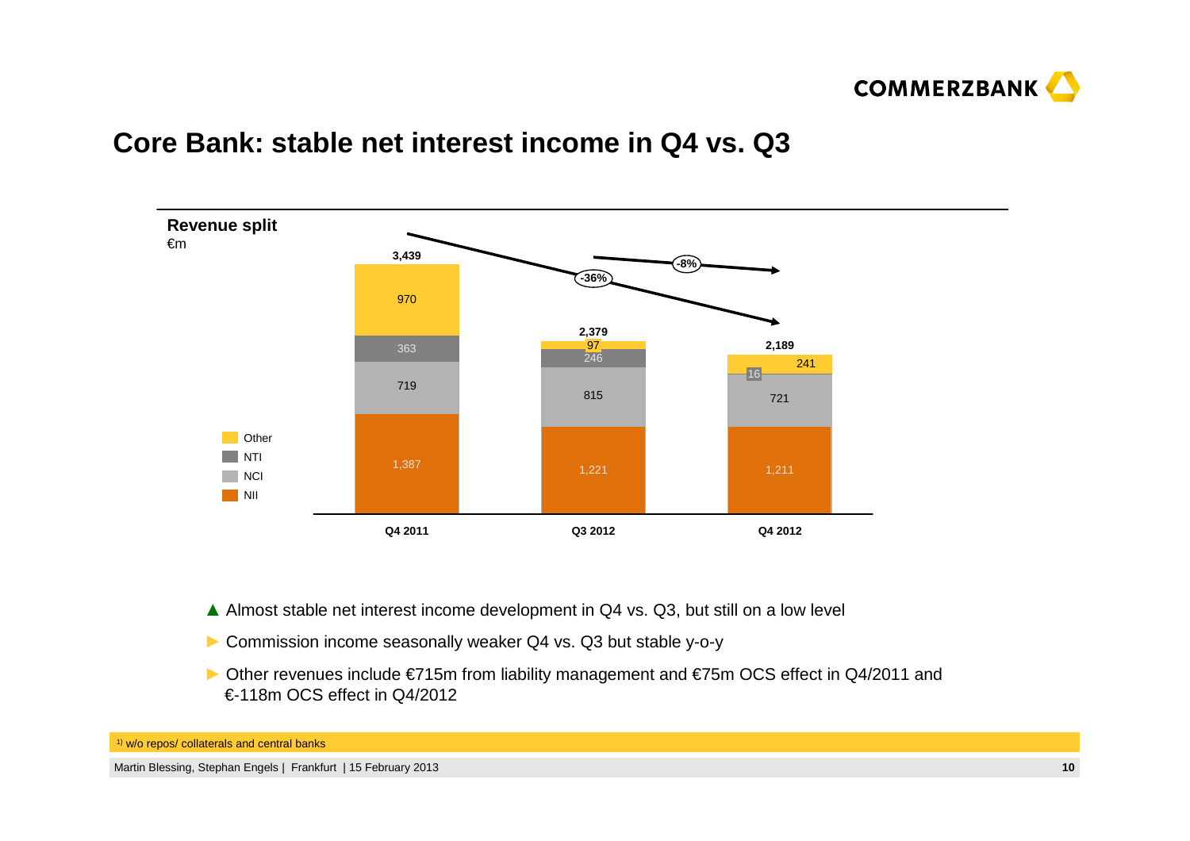# Core Bank: stable net interest income in Q4 vs. Q3

**Revenue split**
€m

| | Q4 2011 | Q3 2012 | Q4 2012 |
|---|---|---|---|
| Other | 970 | 97 | 241 |
| NTI | 363 | 246 | 16 |
| NCI | 719 | 815 | 721 |
| NII | 1,387 | 1,221 | 1,211 |
| **Total** | **3,439** | **2,379** | **2,189** |

Change Q4 2011 to Q4 2012: -36%; change Q3 2012 to Q4 2012: -8%

- ▲ Almost stable net interest income development in Q4 vs. Q3, but still on a low level
- ► Commission income seasonally weaker Q4 vs. Q3 but stable y-o-y
- ► Other revenues include €715m from liability management and €75m OCS effect in Q4/2011 and €-118m OCS effect in Q4/2012

[1] w/o repos/ collaterals and central banks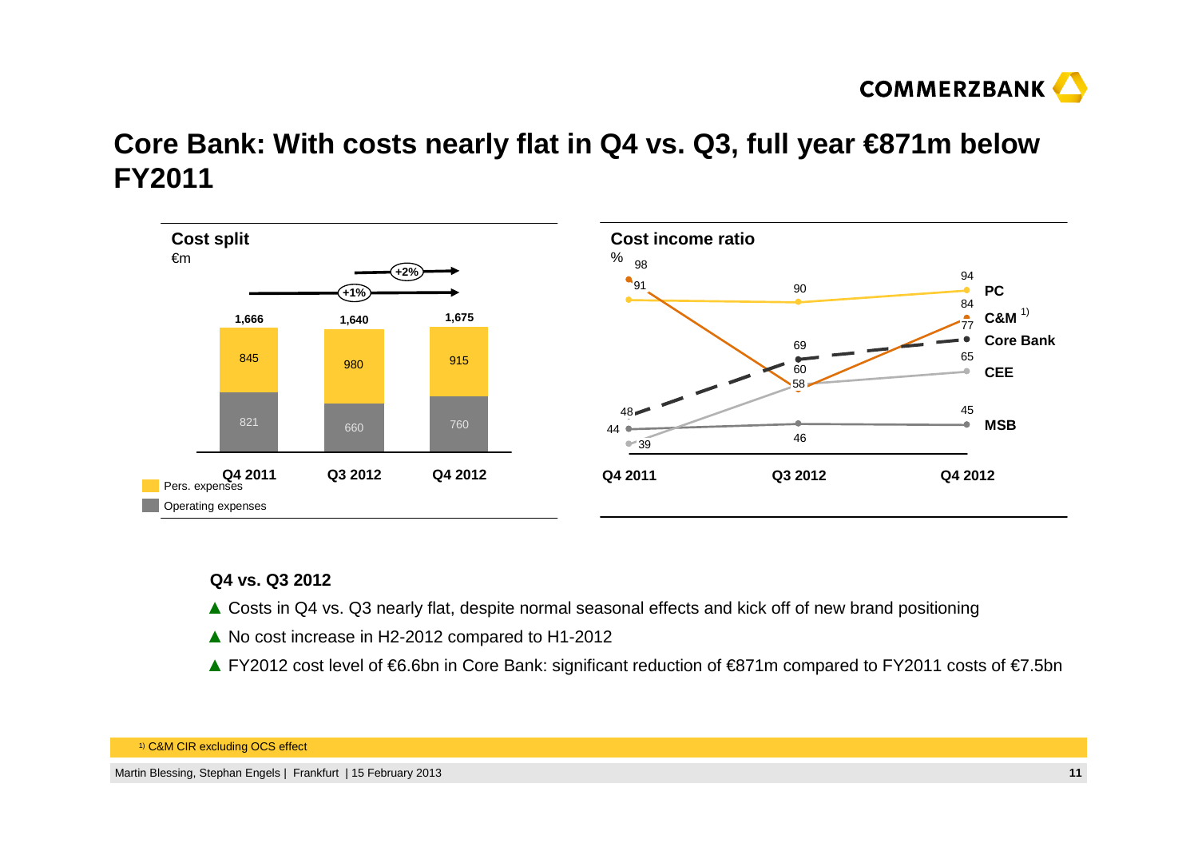# Core Bank: With costs nearly flat in Q4 vs. Q3, full year €871m below FY2011

## Cost split

€m

| | Q4 2011 | Q3 2012 | Q4 2012 |
|---|---|---|---|
| Pers. expenses | 845 | 980 | 915 |
| Operating expenses | 821 | 660 | 760 |
| Total | 1,666 | 1,640 | 1,675 |

+1% (Q4 2011 to Q4 2012); +2% (Q3 2012 to Q4 2012)

## Cost income ratio

%

| | Q4 2011 | Q3 2012 | Q4 2012 |
|---|---|---|---|
| PC | 91 | 90 | 94 |
| C&M [1] | 98 | 58 | 77 |
| Core Bank | 48 | 69 | 84 |
| CEE | 39 | 60 | 65 |
| MSB | 44 | 46 | 45 |

### Q4 vs. Q3 2012

- ▲ Costs in Q4 vs. Q3 nearly flat, despite normal seasonal effects and kick off of new brand positioning
- ▲ No cost increase in H2-2012 compared to H1-2012
- ▲ FY2012 cost level of €6.6bn in Core Bank: significant reduction of €871m compared to FY2011 costs of €7.5bn

[1] C&M CIR excluding OCS effect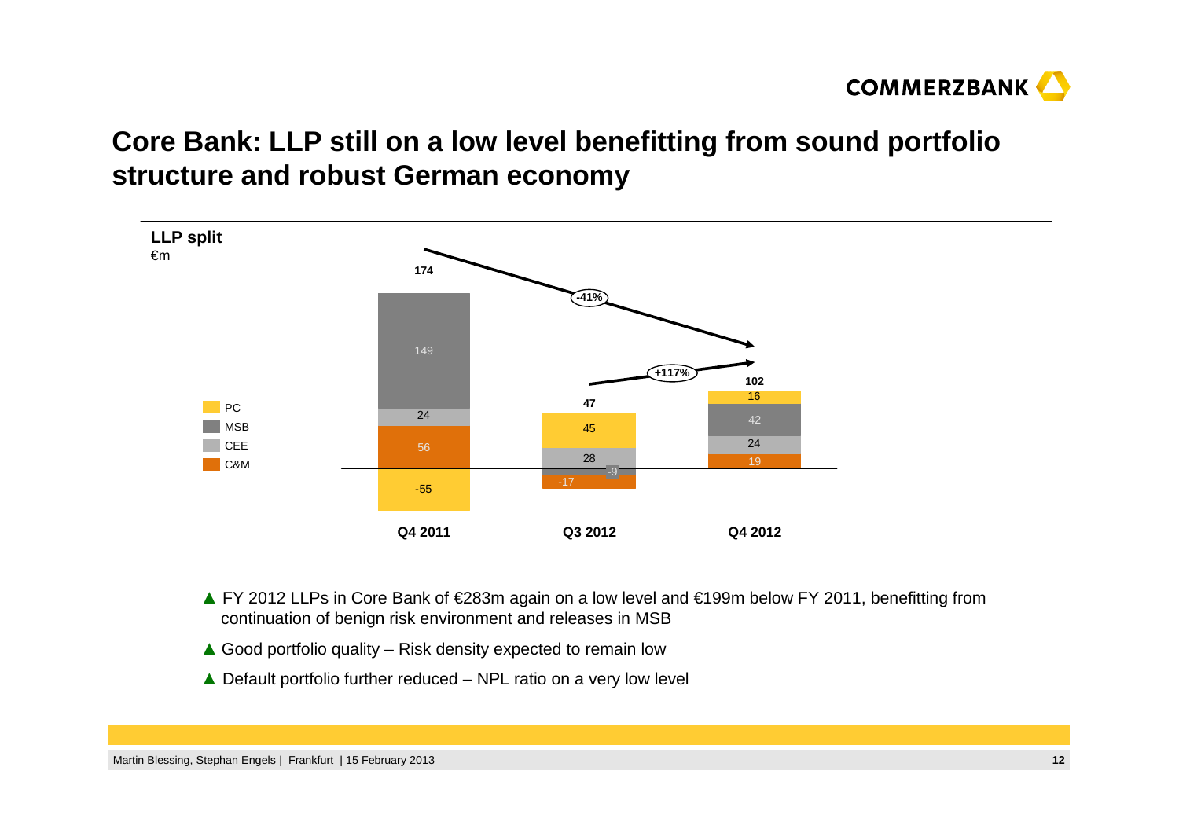# Core Bank: LLP still on a low level benefitting from sound portfolio structure and robust German economy

**LLP split**
€m

| | Q4 2011 | Q3 2012 | Q4 2012 |
|---|---|---|---|
| PC | -55 | 45 | 16 |
| MSB | 149 | -9 | 42 |
| CEE | 24 | 28 | 24 |
| C&M | 56 | -17 | 19 |
| **Total** | **174** | **47** | **102** |

Q4 2011 → Q4 2012: -41%
Q3 2012 → Q4 2012: +117%

- ▲ FY 2012 LLPs in Core Bank of €283m again on a low level and €199m below FY 2011, benefitting from continuation of benign risk environment and releases in MSB
- ▲ Good portfolio quality – Risk density expected to remain low
- ▲ Default portfolio further reduced – NPL ratio on a very low level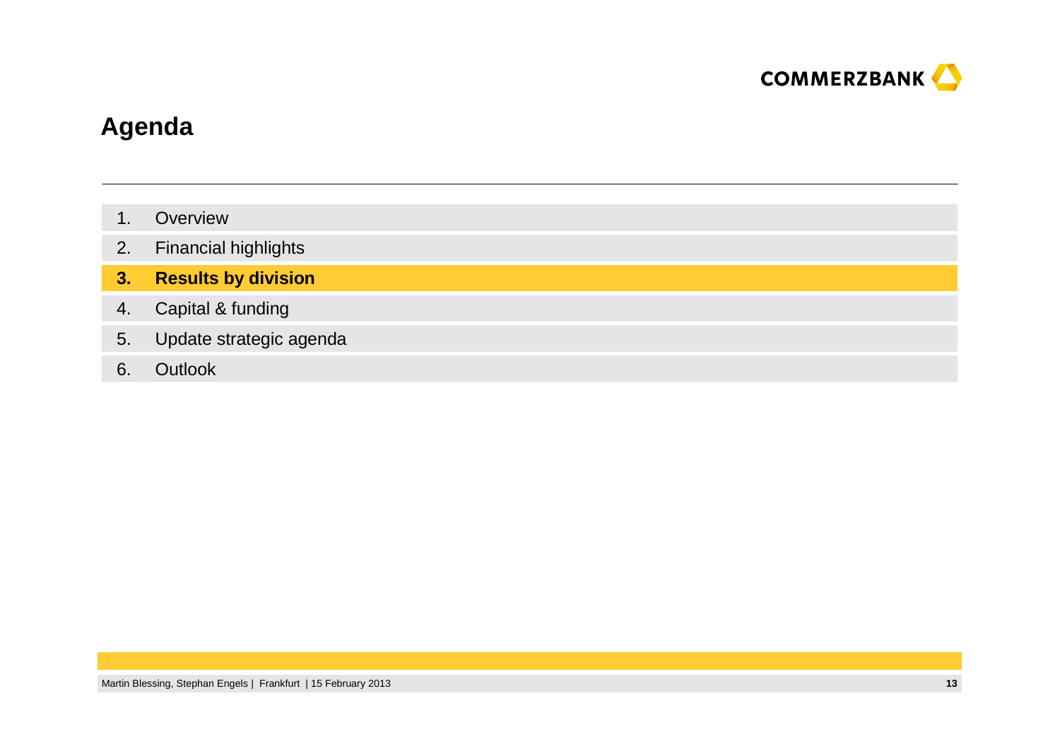# Agenda

1. Overview
2. Financial highlights
3. **Results by division**
4. Capital & funding
5. Update strategic agenda
6. Outlook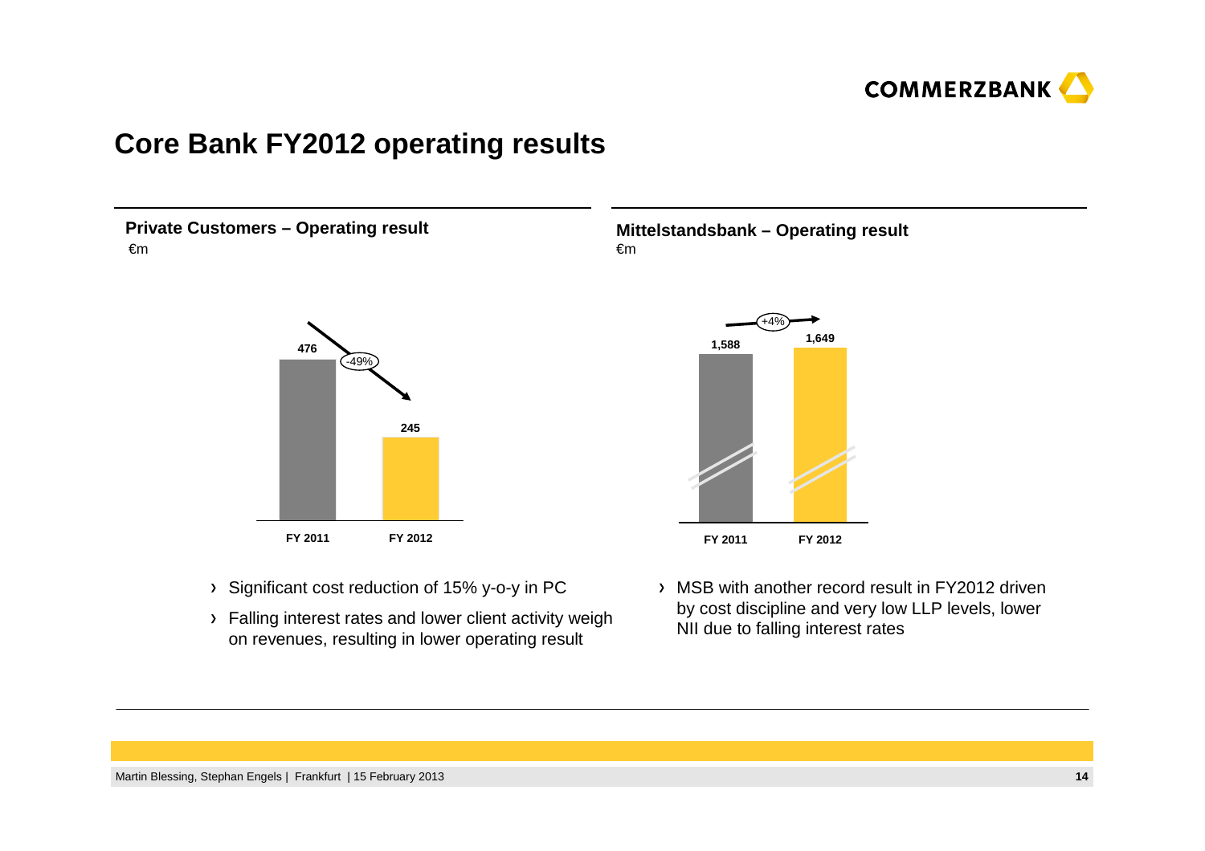# Core Bank FY2012 operating results

## Private Customers – Operating result

€m

| | FY 2011 | FY 2012 |
|---|---|---|
| Operating result | 476 | 245 |

-49%

- Significant cost reduction of 15% y-o-y in PC
- Falling interest rates and lower client activity weigh on revenues, resulting in lower operating result

## Mittelstandsbank – Operating result

€m

| | FY 2011 | FY 2012 |
|---|---|---|
| Operating result | 1,588 | 1,649 |

+4%

- MSB with another record result in FY2012 driven by cost discipline and very low LLP levels, lower NII due to falling interest rates

Martin Blessing, Stephan Engels | Frankfurt | 15 February 2013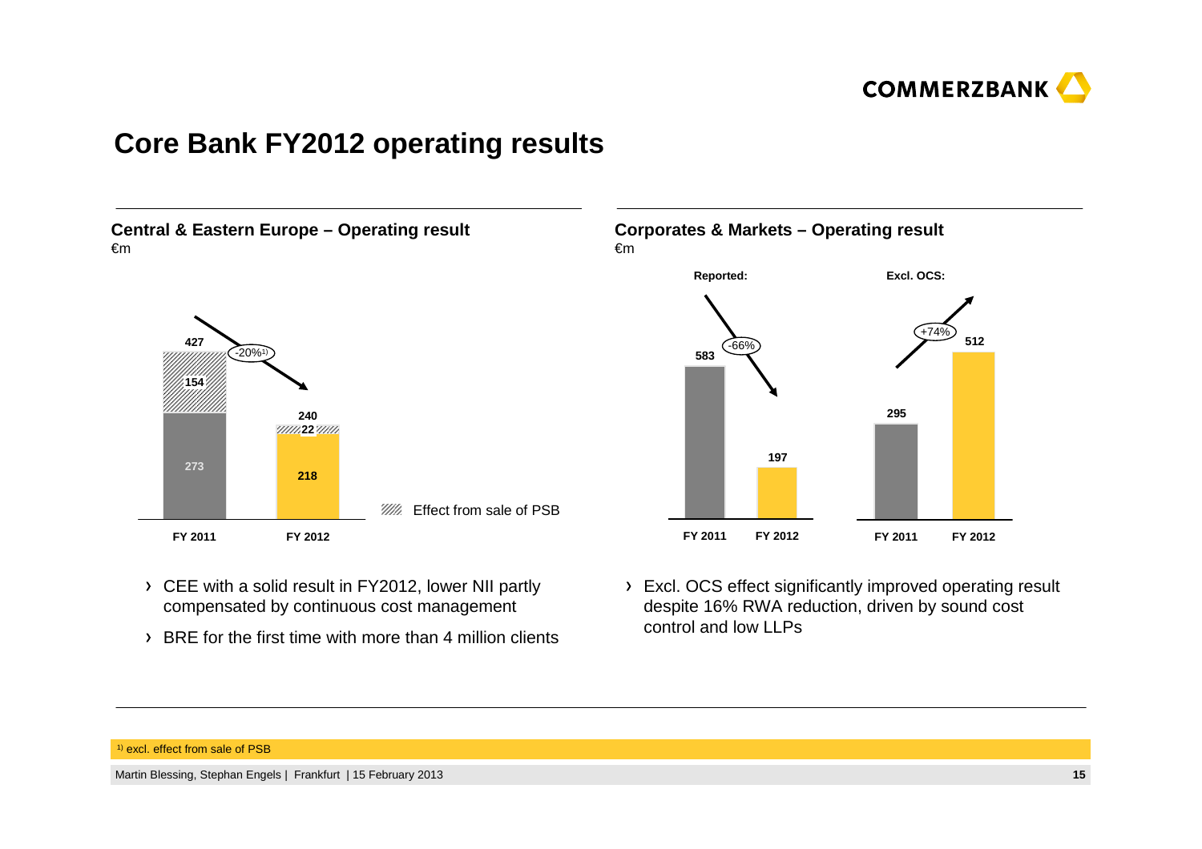# Core Bank FY2012 operating results

## Central & Eastern Europe – Operating result

€m

| | FY 2011 | FY 2012 |
|---|---|---|
| Operating result | 427 | 240 |
| Effect from sale of PSB | 154 | 22 |
| Excl. effect from sale of PSB | 273 | 218 |

-20%[1)]

- CEE with a solid result in FY2012, lower NII partly compensated by continuous cost management
- BRE for the first time with more than 4 million clients

## Corporates & Markets – Operating result

€m

| | FY 2011 | FY 2012 | Change |
|---|---|---|---|
| Reported | 583 | 197 | -66% |
| Excl. OCS | 295 | 512 | +74% |

- Excl. OCS effect significantly improved operating result despite 16% RWA reduction, driven by sound cost control and low LLPs

[1)] excl. effect from sale of PSB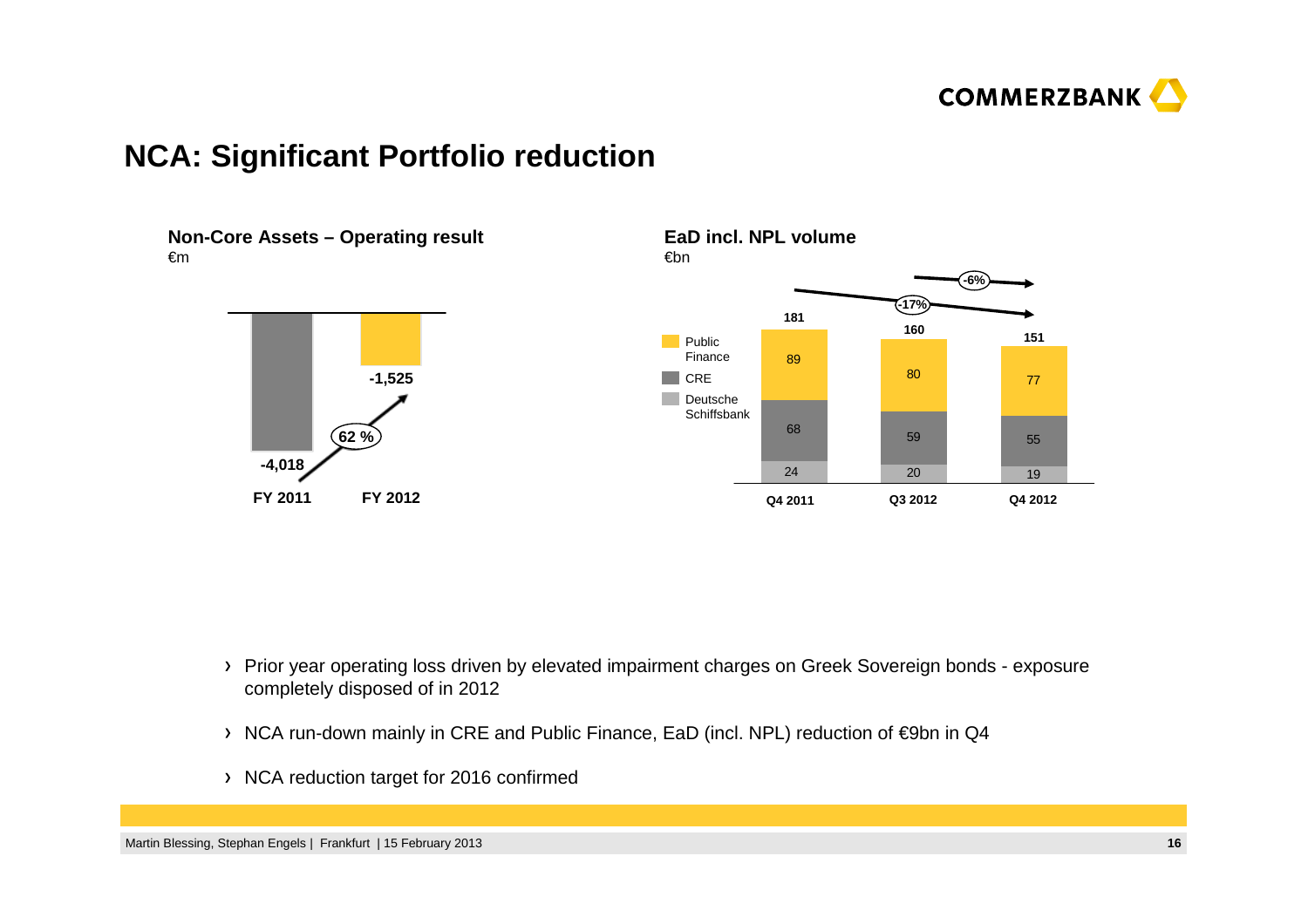# NCA: Significant Portfolio reduction

## Non-Core Assets – Operating result

€m

| | FY 2011 | FY 2012 |
|---|---|---|
| Operating result | -4,018 | -1,525 |

62 %

## EaD incl. NPL volume

€bn

| | Q4 2011 | Q3 2012 | Q4 2012 |
|---|---|---|---|
| Public Finance | 89 | 80 | 77 |
| CRE | 68 | 59 | 55 |
| Deutsche Schiffsbank | 24 | 20 | 19 |
| Total | 181 | 160 | 151 |

-17% (Q4 2011 to Q4 2012); -6% (Q3 2012 to Q4 2012)

- Prior year operating loss driven by elevated impairment charges on Greek Sovereign bonds - exposure completely disposed of in 2012
- NCA run-down mainly in CRE and Public Finance, EaD (incl. NPL) reduction of €9bn in Q4
- NCA reduction target for 2016 confirmed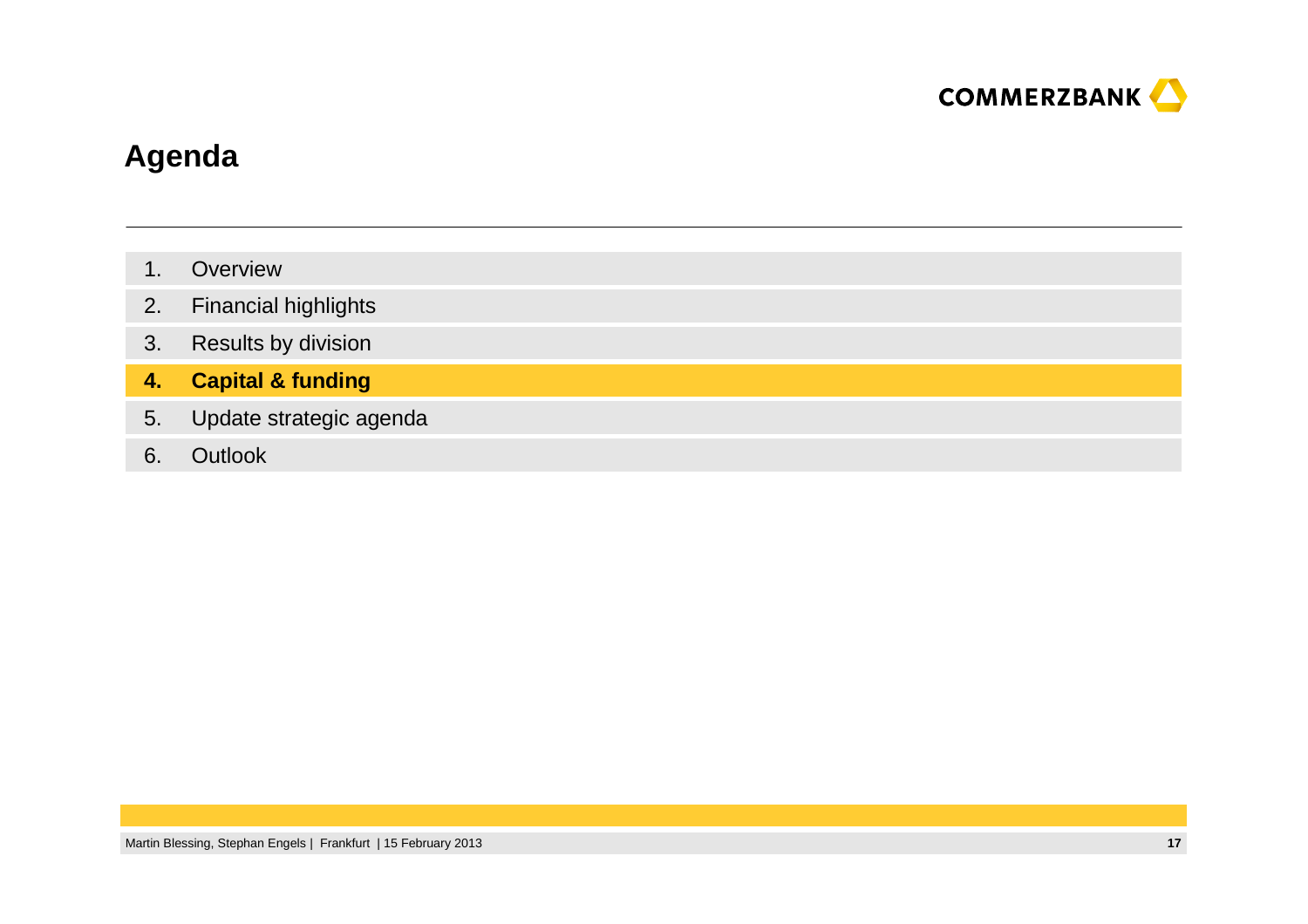# Agenda

1. Overview
2. Financial highlights
3. Results by division
4. **Capital & funding**
5. Update strategic agenda
6. Outlook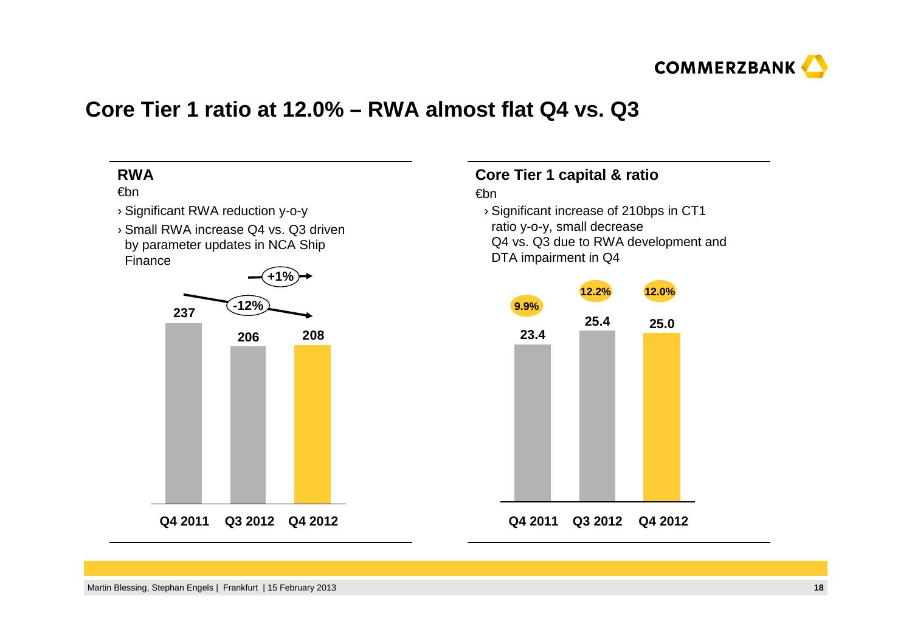# Core Tier 1 ratio at 12.0% – RWA almost flat Q4 vs. Q3

## RWA

€bn

- Significant RWA reduction y-o-y
- Small RWA increase Q4 vs. Q3 driven by parameter updates in NCA Ship Finance

| | Q4 2011 | Q3 2012 | Q4 2012 |
|---|---|---|---|
| RWA | 237 | 206 | 208 |

-12% (Q4 2011 to Q4 2012); +1% (Q3 2012 to Q4 2012)

## Core Tier 1 capital & ratio

€bn

- Significant increase of 210bps in CT1 ratio y-o-y, small decrease Q4 vs. Q3 due to RWA development and DTA impairment in Q4

| | Q4 2011 | Q3 2012 | Q4 2012 |
|---|---|---|---|
| Core Tier 1 capital | 23.4 | 25.4 | 25.0 |
| Core Tier 1 ratio | 9.9% | 12.2% | 12.0% |

Martin Blessing, Stephan Engels | Frankfurt | 15 February 2013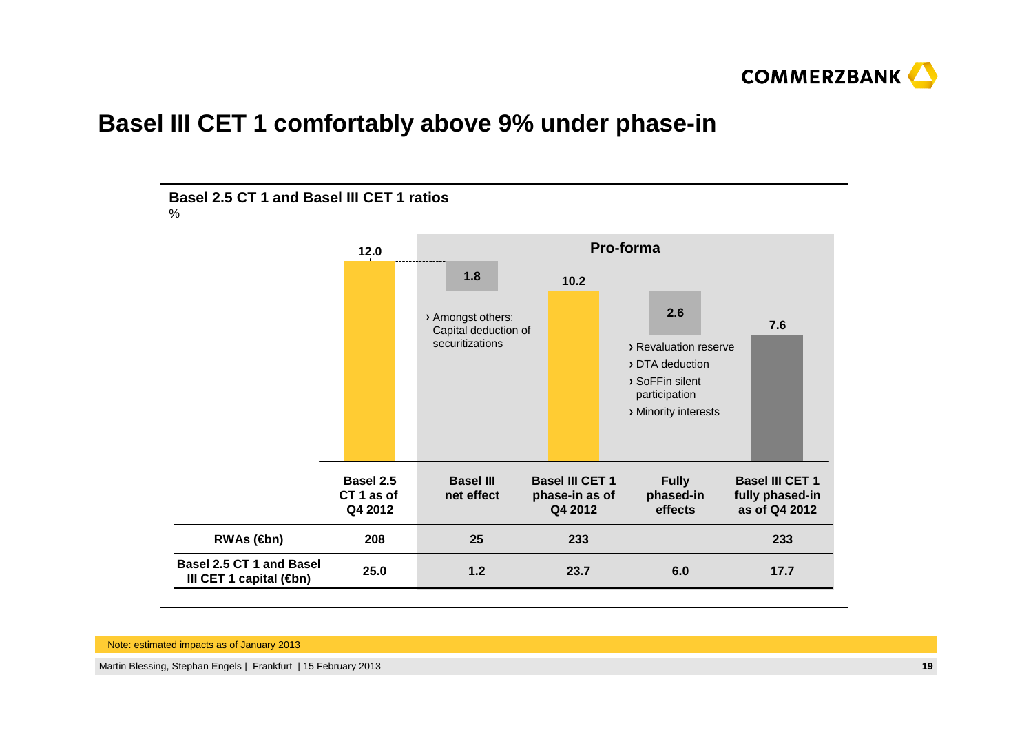# Basel III CET 1 comfortably above 9% under phase-in

## Basel 2.5 CT 1 and Basel III CET 1 ratios

%

Pro-forma

| | Basel 2.5 CT 1 as of Q4 2012 | Basel III net effect | Basel III CET 1 phase-in as of Q4 2012 | Fully phased-in effects | Basel III CET 1 fully phased-in as of Q4 2012 |
|---|---|---|---|---|---|
| Ratio (%) | 12.0 | 1.8 | 10.2 | 2.6 | 7.6 |
| RWAs (€bn) | 208 | 25 | 233 | | 233 |
| Basel 2.5 CT 1 and Basel III CET 1 capital (€bn) | 25.0 | 1.2 | 23.7 | 6.0 | 17.7 |

Basel III net effect:
- › Amongst others: Capital deduction of securitizations

Fully phased-in effects:
- › Revaluation reserve
- › DTA deduction
- › SoFFin silent participation
- › Minority interests

Note: estimated impacts as of January 2013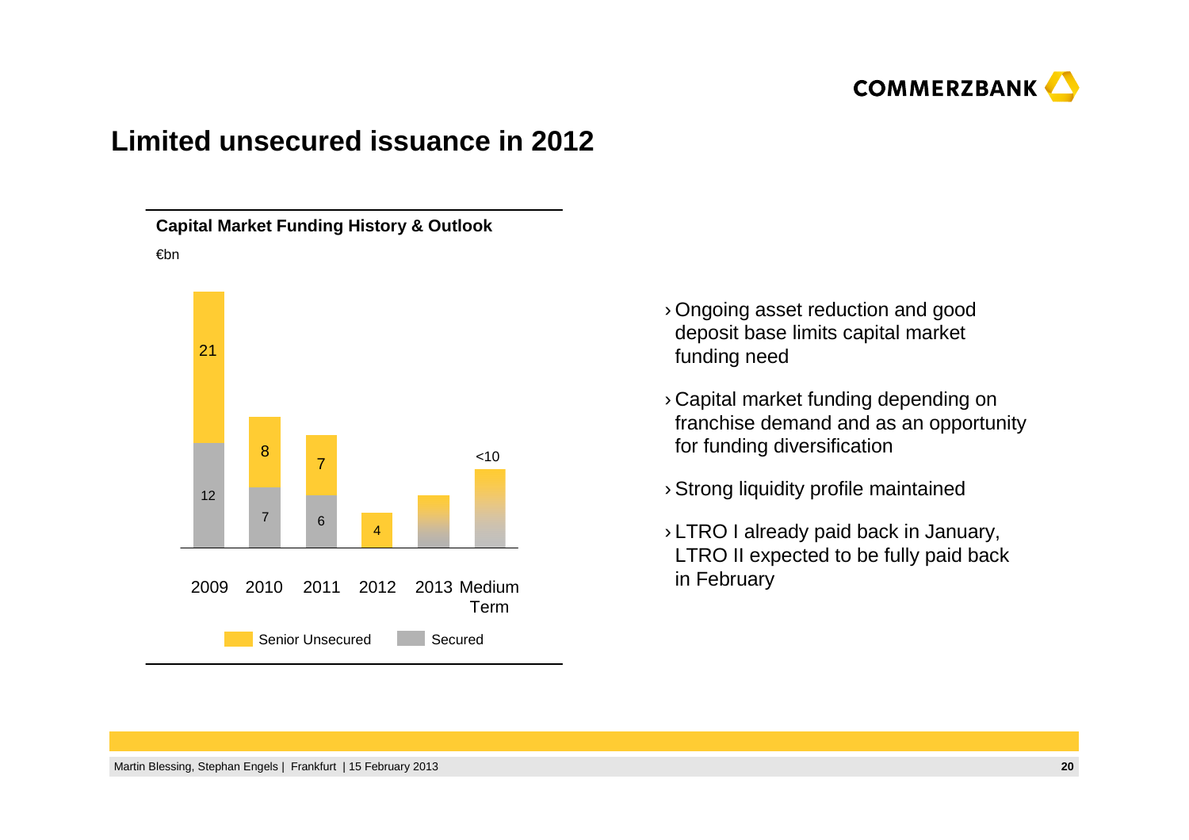# Limited unsecured issuance in 2012

**Capital Market Funding History & Outlook**

€bn

| | 2009 | 2010 | 2011 | 2012 | 2013 | Medium Term |
|---|---|---|---|---|---|---|
| Senior Unsecured | 21 | 8 | 7 | 4 | | |
| Secured | 12 | 7 | 6 | | | |
| Total | | | | | | <10 |

- Ongoing asset reduction and good deposit base limits capital market funding need
- Capital market funding depending on franchise demand and as an opportunity for funding diversification
- Strong liquidity profile maintained
- LTRO I already paid back in January, LTRO II expected to be fully paid back in February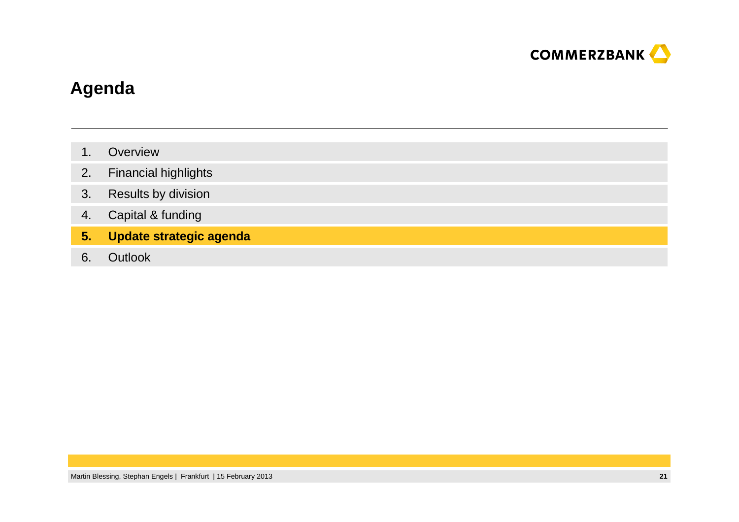# Agenda

1. Overview
2. Financial highlights
3. Results by division
4. Capital & funding
5. **Update strategic agenda**
6. Outlook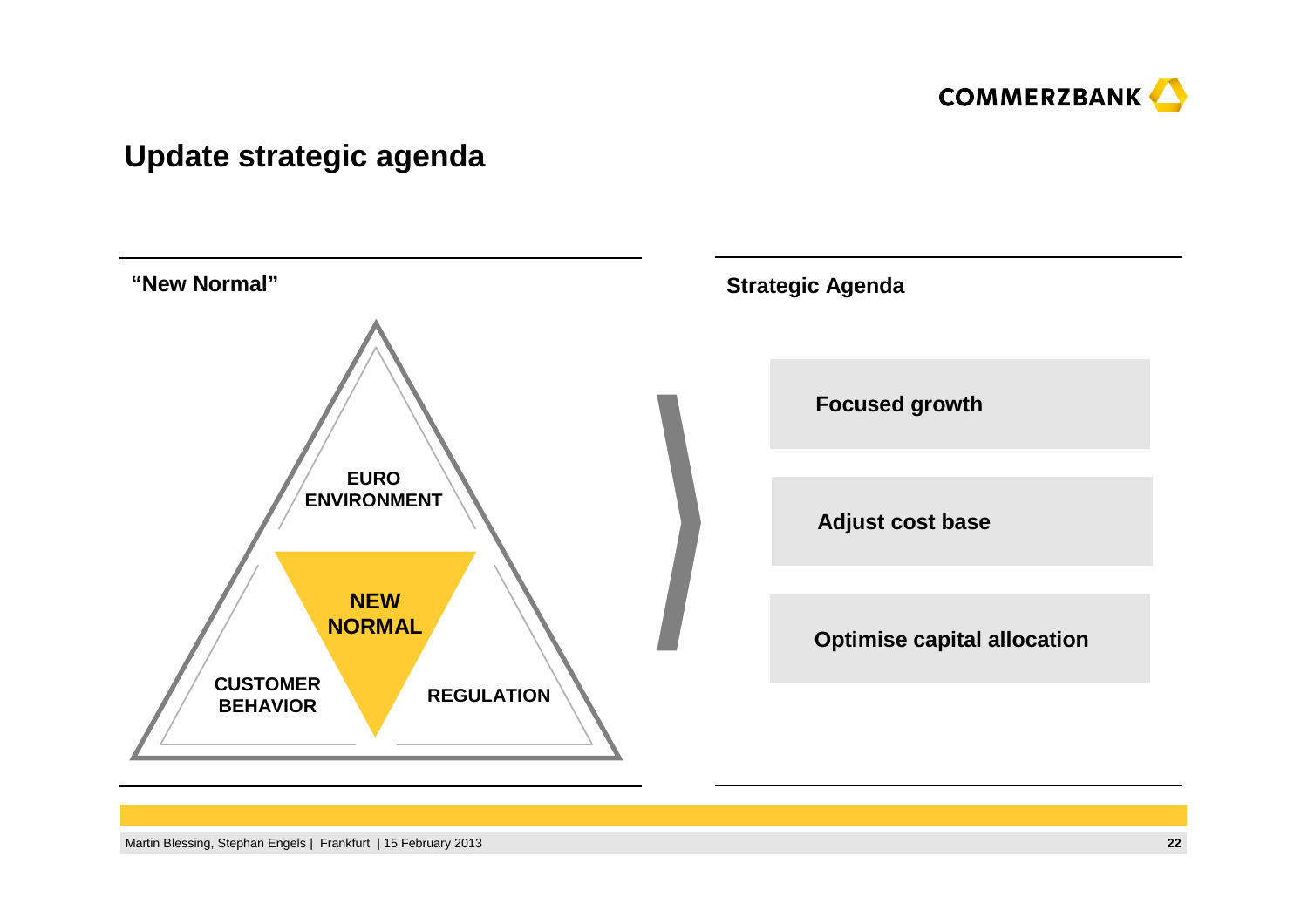# Update strategic agenda

## "New Normal"

EURO ENVIRONMENT

NEW NORMAL

CUSTOMER BEHAVIOR

REGULATION

## Strategic Agenda

**Focused growth**

**Adjust cost base**

**Optimise capital allocation**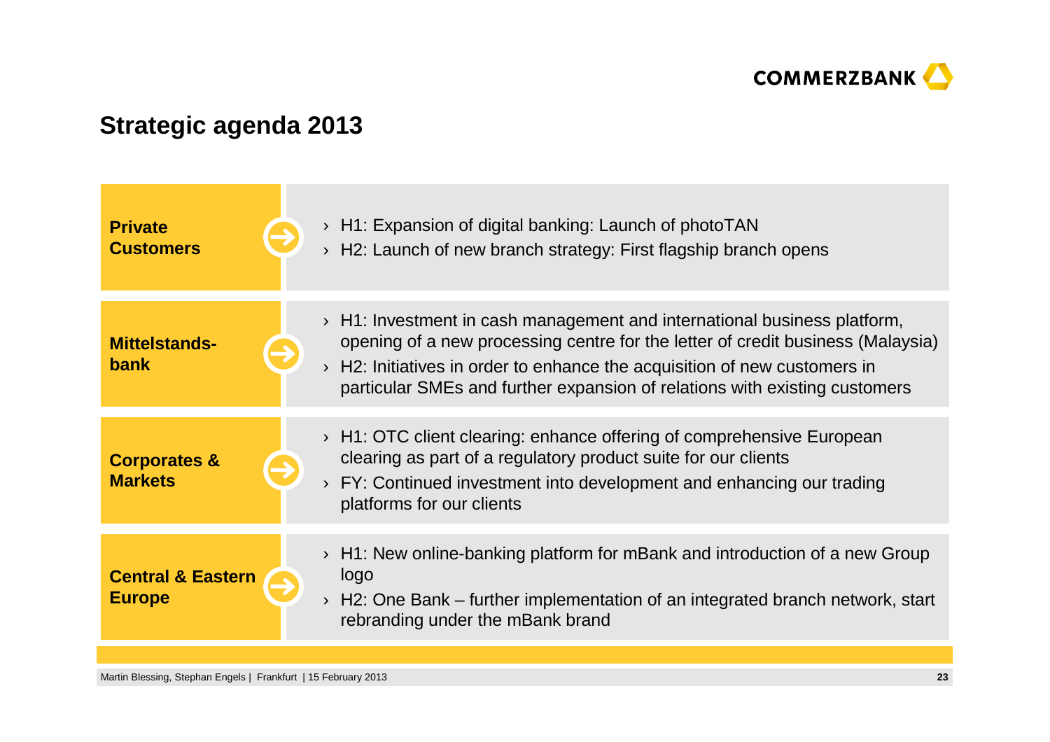## Strategic agenda 2013

| Segment | Agenda |
| --- | --- |
| **Private Customers** | › H1: Expansion of digital banking: Launch of photoTAN<br>› H2: Launch of new branch strategy: First flagship branch opens |
| **Mittelstands-bank** | › H1: Investment in cash management and international business platform, opening of a new processing centre for the letter of credit business (Malaysia)<br>› H2: Initiatives in order to enhance the acquisition of new customers in particular SMEs and further expansion of relations with existing customers |
| **Corporates & Markets** | › H1: OTC client clearing: enhance offering of comprehensive European clearing as part of a regulatory product suite for our clients<br>› FY: Continued investment into development and enhancing our trading platforms for our clients |
| **Central & Eastern Europe** | › H1: New online-banking platform for mBank and introduction of a new Group logo<br>› H2: One Bank – further implementation of an integrated branch network, start rebranding under the mBank brand |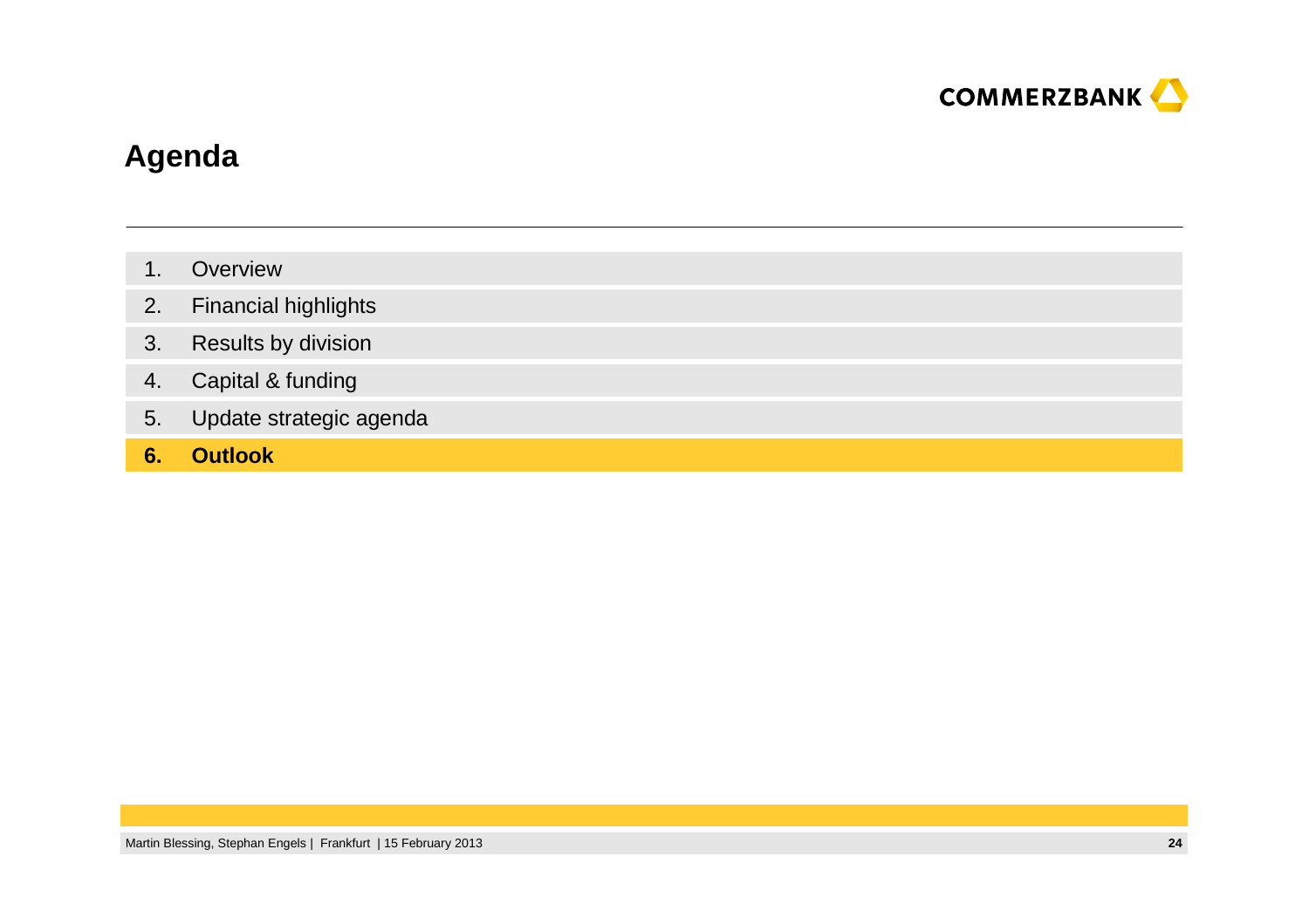# Agenda

1. Overview
2. Financial highlights
3. Results by division
4. Capital & funding
5. Update strategic agenda
6. **Outlook**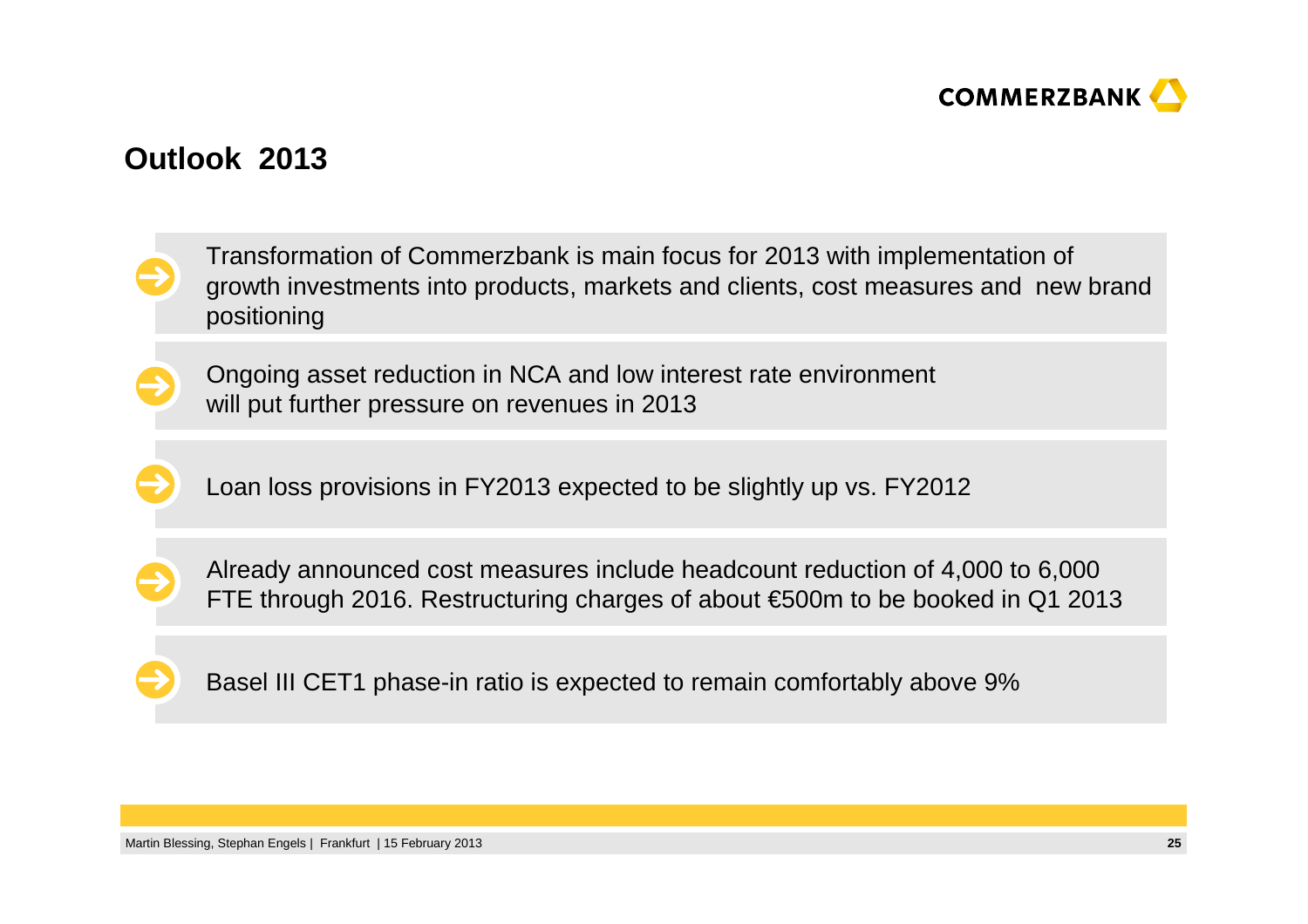# Outlook 2013

- Transformation of Commerzbank is main focus for 2013 with implementation of growth investments into products, markets and clients, cost measures and new brand positioning
- Ongoing asset reduction in NCA and low interest rate environment will put further pressure on revenues in 2013
- Loan loss provisions in FY2013 expected to be slightly up vs. FY2012
- Already announced cost measures include headcount reduction of 4,000 to 6,000 FTE through 2016. Restructuring charges of about €500m to be booked in Q1 2013
- Basel III CET1 phase-in ratio is expected to remain comfortably above 9%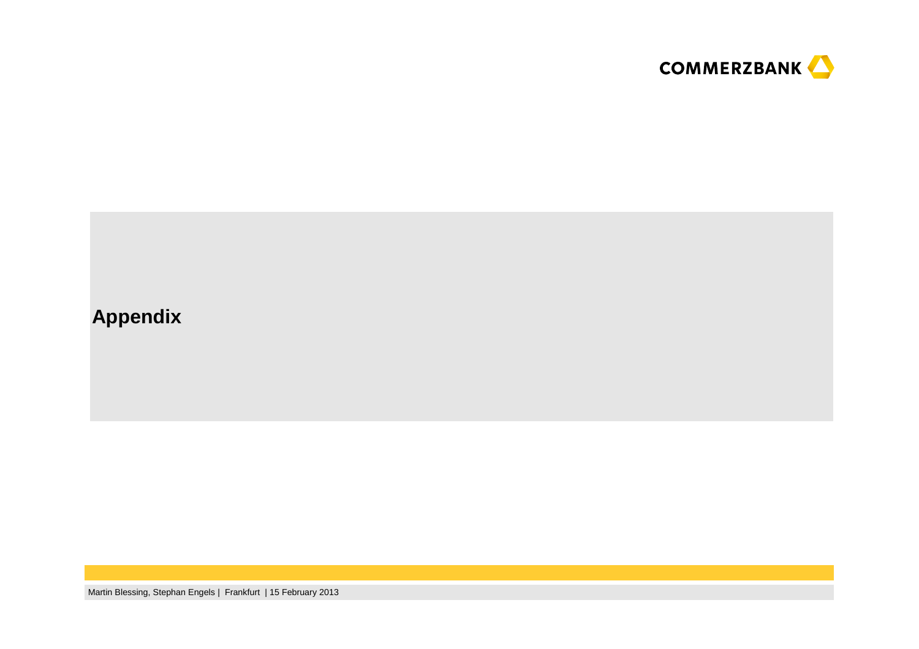# Appendix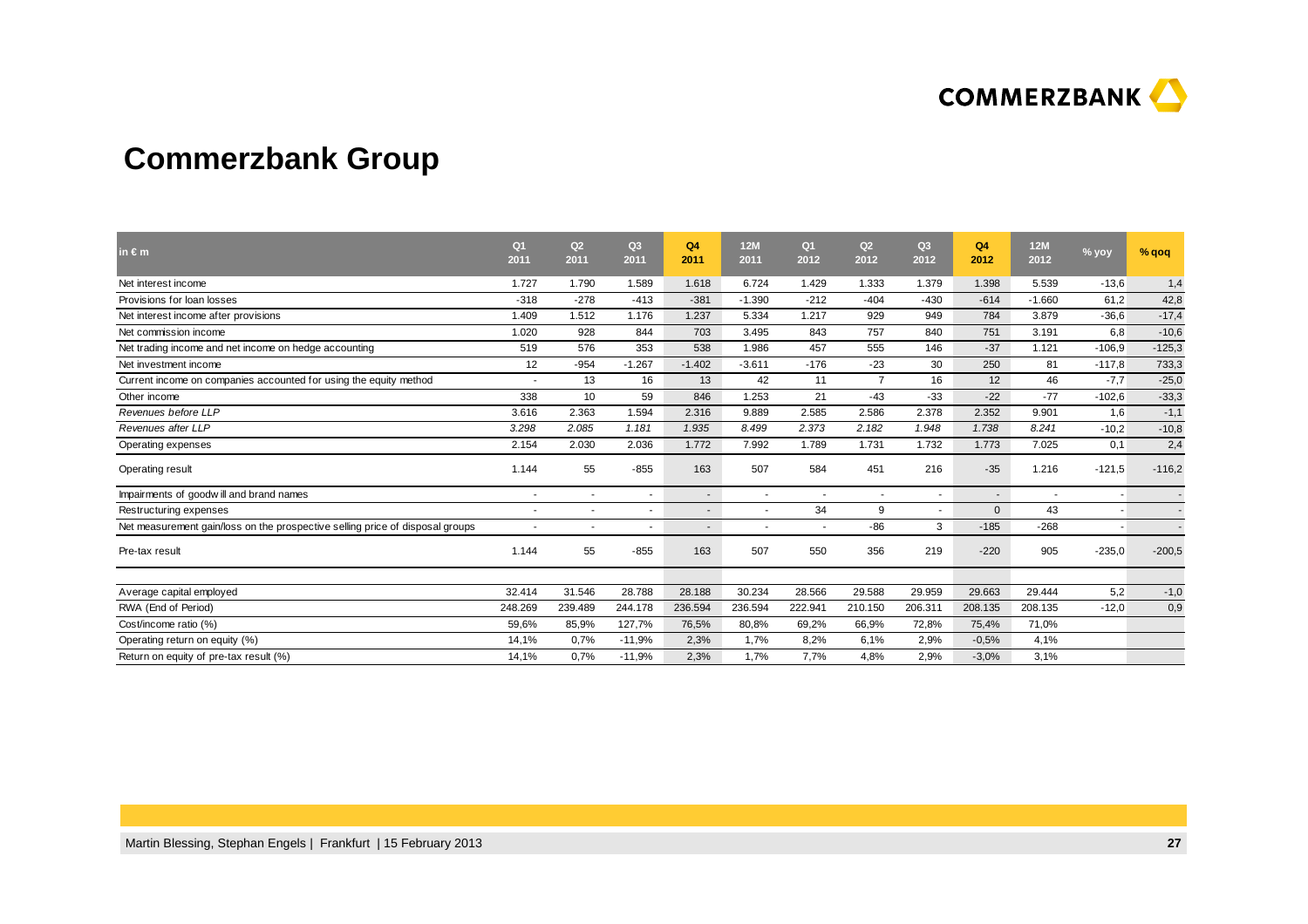# Commerzbank Group

| in € m | Q1 2011 | Q2 2011 | Q3 2011 | Q4 2011 | 12M 2011 | Q1 2012 | Q2 2012 | Q3 2012 | Q4 2012 | 12M 2012 | % yoy | % qoq |
|---|---|---|---|---|---|---|---|---|---|---|---|---|
| Net interest income | 1.727 | 1.790 | 1.589 | 1.618 | 6.724 | 1.429 | 1.333 | 1.379 | 1.398 | 5.539 | -13,6 | 1,4 |
| Provisions for loan losses | -318 | -278 | -413 | -381 | -1.390 | -212 | -404 | -430 | -614 | -1.660 | 61,2 | 42,8 |
| Net interest income after provisions | 1.409 | 1.512 | 1.176 | 1.237 | 5.334 | 1.217 | 929 | 949 | 784 | 3.879 | -36,6 | -17,4 |
| Net commission income | 1.020 | 928 | 844 | 703 | 3.495 | 843 | 757 | 840 | 751 | 3.191 | 6,8 | -10,6 |
| Net trading income and net income on hedge accounting | 519 | 576 | 353 | 538 | 1.986 | 457 | 555 | 146 | -37 | 1.121 | -106,9 | -125,3 |
| Net investment income | 12 | -954 | -1.267 | -1.402 | -3.611 | -176 | -23 | 30 | 250 | 81 | -117,8 | 733,3 |
| Current income on companies accounted for using the equity method | - | 13 | 16 | 13 | 42 | 11 | 7 | 16 | 12 | 46 | -7,7 | -25,0 |
| Other income | 338 | 10 | 59 | 846 | 1.253 | 21 | -43 | -33 | -22 | -77 | -102,6 | -33,3 |
| *Revenues before LLP* | 3.616 | 2.363 | 1.594 | 2.316 | 9.889 | 2.585 | 2.586 | 2.378 | 2.352 | 9.901 | 1,6 | -1,1 |
| *Revenues after LLP* | *3.298* | *2.085* | *1.181* | *1.935* | *8.499* | *2.373* | *2.182* | *1.948* | *1.738* | *8.241* | -10,2 | -10,8 |
| Operating expenses | 2.154 | 2.030 | 2.036 | 1.772 | 7.992 | 1.789 | 1.731 | 1.732 | 1.773 | 7.025 | 0,1 | 2,4 |
| Operating result | 1.144 | 55 | -855 | 163 | 507 | 584 | 451 | 216 | -35 | 1.216 | -121,5 | -116,2 |
| Impairments of goodwill and brand names | - | - | - | - | - | - | - | - | - | - | - | - |
| Restructuring expenses | - | - | - | - | - | 34 | 9 | - | 0 | 43 | - | - |
| Net measurement gain/loss on the prospective selling price of disposal groups | - | - | - | - | - | - | -86 | 3 | -185 | -268 | - | - |
| Pre-tax result | 1.144 | 55 | -855 | 163 | 507 | 550 | 356 | 219 | -220 | 905 | -235,0 | -200,5 |
| | | | | | | | | | | | | |
| Average capital employed | 32.414 | 31.546 | 28.788 | 28.188 | 30.234 | 28.566 | 29.588 | 29.959 | 29.663 | 29.444 | 5,2 | -1,0 |
| RWA (End of Period) | 248.269 | 239.489 | 244.178 | 236.594 | 236.594 | 222.941 | 210.150 | 206.311 | 208.135 | 208.135 | -12,0 | 0,9 |
| Cost/income ratio (%) | 59,6% | 85,9% | 127,7% | 76,5% | 80,8% | 69,2% | 66,9% | 72,8% | 75,4% | 71,0% | | |
| Operating return on equity (%) | 14,1% | 0,7% | -11,9% | 2,3% | 1,7% | 8,2% | 6,1% | 2,9% | -0,5% | 4,1% | | |
| Return on equity of pre-tax result (%) | 14,1% | 0,7% | -11,9% | 2,3% | 1,7% | 7,7% | 4,8% | 2,9% | -3,0% | 3,1% | | |

Martin Blessing, Stephan Engels | Frankfurt | 15 February 2013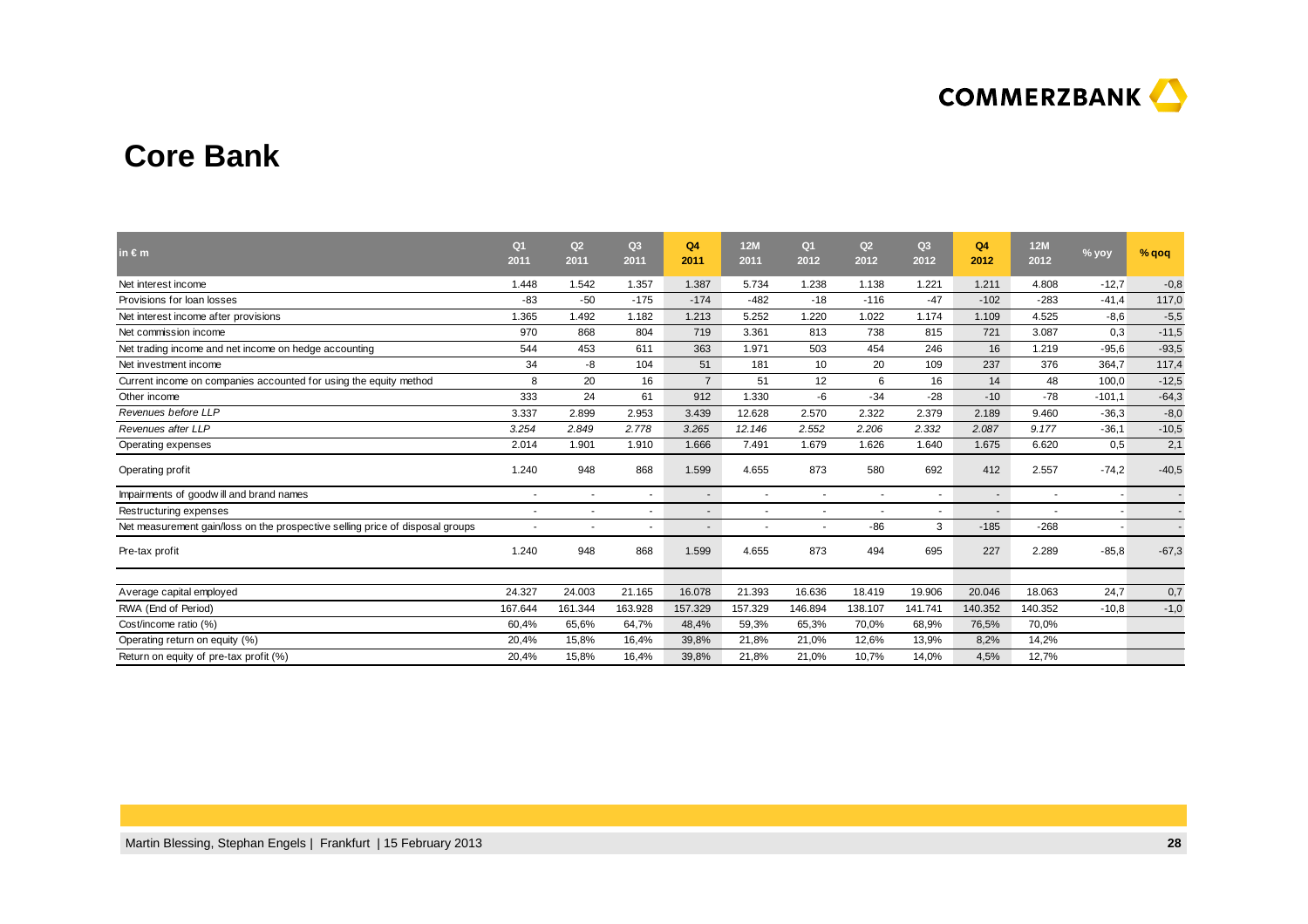# Core Bank

| in € m | Q1 2011 | Q2 2011 | Q3 2011 | Q4 2011 | 12M 2011 | Q1 2012 | Q2 2012 | Q3 2012 | Q4 2012 | 12M 2012 | % yoy | % qoq |
|---|---|---|---|---|---|---|---|---|---|---|---|---|
| Net interest income | 1.448 | 1.542 | 1.357 | 1.387 | 5.734 | 1.238 | 1.138 | 1.221 | 1.211 | 4.808 | -12,7 | -0,8 |
| Provisions for loan losses | -83 | -50 | -175 | -174 | -482 | -18 | -116 | -47 | -102 | -283 | -41,4 | 117,0 |
| Net interest income after provisions | 1.365 | 1.492 | 1.182 | 1.213 | 5.252 | 1.220 | 1.022 | 1.174 | 1.109 | 4.525 | -8,6 | -5,5 |
| Net commission income | 970 | 868 | 804 | 719 | 3.361 | 813 | 738 | 815 | 721 | 3.087 | 0,3 | -11,5 |
| Net trading income and net income on hedge accounting | 544 | 453 | 611 | 363 | 1.971 | 503 | 454 | 246 | 16 | 1.219 | -95,6 | -93,5 |
| Net investment income | 34 | -8 | 104 | 51 | 181 | 10 | 20 | 109 | 237 | 376 | 364,7 | 117,4 |
| Current income on companies accounted for using the equity method | 8 | 20 | 16 | 7 | 51 | 12 | 6 | 16 | 14 | 48 | 100,0 | -12,5 |
| Other income | 333 | 24 | 61 | 912 | 1.330 | -6 | -34 | -28 | -10 | -78 | -101,1 | -64,3 |
| *Revenues before LLP* | 3.337 | 2.899 | 2.953 | 3.439 | 12.628 | 2.570 | 2.322 | 2.379 | 2.189 | 9.460 | -36,3 | -8,0 |
| *Revenues after LLP* | *3.254* | *2.849* | *2.778* | *3.265* | *12.146* | *2.552* | *2.206* | *2.332* | *2.087* | *9.177* | -36,1 | -10,5 |
| Operating expenses | 2.014 | 1.901 | 1.910 | 1.666 | 7.491 | 1.679 | 1.626 | 1.640 | 1.675 | 6.620 | 0,5 | 2,1 |
| Operating profit | 1.240 | 948 | 868 | 1.599 | 4.655 | 873 | 580 | 692 | 412 | 2.557 | -74,2 | -40,5 |
| Impairments of goodwill and brand names | - | - | - | - | - | - | - | - | - | - | - | - |
| Restructuring expenses | - | - | - | - | - | - | - | - | - | - | - | - |
| Net measurement gain/loss on the prospective selling price of disposal groups | - | - | - | - | - | - | -86 | 3 | -185 | -268 | - | - |
| Pre-tax profit | 1.240 | 948 | 868 | 1.599 | 4.655 | 873 | 494 | 695 | 227 | 2.289 | -85,8 | -67,3 |
| Average capital employed | 24.327 | 24.003 | 21.165 | 16.078 | 21.393 | 16.636 | 18.419 | 19.906 | 20.046 | 18.063 | 24,7 | 0,7 |
| RWA (End of Period) | 167.644 | 161.344 | 163.928 | 157.329 | 157.329 | 146.894 | 138.107 | 141.741 | 140.352 | 140.352 | -10,8 | -1,0 |
| Cost/income ratio (%) | 60,4% | 65,6% | 64,7% | 48,4% | 59,3% | 65,3% | 70,0% | 68,9% | 76,5% | 70,0% | | |
| Operating return on equity (%) | 20,4% | 15,8% | 16,4% | 39,8% | 21,8% | 21,0% | 12,6% | 13,9% | 8,2% | 14,2% | | |
| Return on equity of pre-tax profit (%) | 20,4% | 15,8% | 16,4% | 39,8% | 21,8% | 21,0% | 10,7% | 14,0% | 4,5% | 12,7% | | |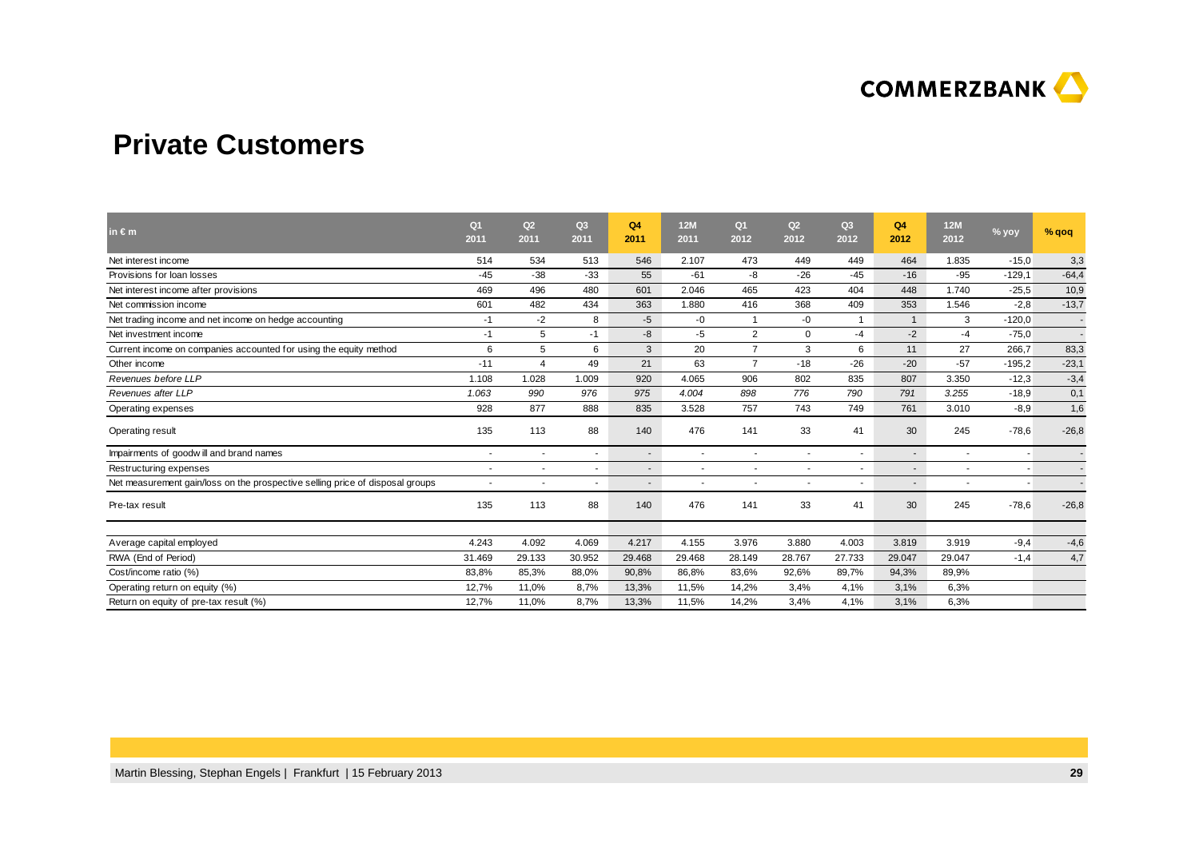# Private Customers

| in € m | Q1 2011 | Q2 2011 | Q3 2011 | Q4 2011 | 12M 2011 | Q1 2012 | Q2 2012 | Q3 2012 | Q4 2012 | 12M 2012 | % yoy | % qoq |
|---|---|---|---|---|---|---|---|---|---|---|---|---|
| Net interest income | 514 | 534 | 513 | 546 | 2.107 | 473 | 449 | 449 | 464 | 1.835 | -15,0 | 3,3 |
| Provisions for loan losses | -45 | -38 | -33 | 55 | -61 | -8 | -26 | -45 | -16 | -95 | -129,1 | -64,4 |
| Net interest income after provisions | 469 | 496 | 480 | 601 | 2.046 | 465 | 423 | 404 | 448 | 1.740 | -25,5 | 10,9 |
| Net commission income | 601 | 482 | 434 | 363 | 1.880 | 416 | 368 | 409 | 353 | 1.546 | -2,8 | -13,7 |
| Net trading income and net income on hedge accounting | -1 | -2 | 8 | -5 | -0 | 1 | -0 | 1 | 1 | 3 | -120,0 | - |
| Net investment income | -1 | 5 | -1 | -8 | -5 | 2 | 0 | -4 | -2 | -4 | -75,0 | - |
| Current income on companies accounted for using the equity method | 6 | 5 | 6 | 3 | 20 | 7 | 3 | 6 | 11 | 27 | 266,7 | 83,3 |
| Other income | -11 | 4 | 49 | 21 | 63 | 7 | -18 | -26 | -20 | -57 | -195,2 | -23,1 |
| *Revenues before LLP* | 1.108 | 1.028 | 1.009 | 920 | 4.065 | 906 | 802 | 835 | 807 | 3.350 | -12,3 | -3,4 |
| *Revenues after LLP* | *1.063* | *990* | *976* | *975* | *4.004* | *898* | *776* | *790* | *791* | *3.255* | -18,9 | 0,1 |
| Operating expenses | 928 | 877 | 888 | 835 | 3.528 | 757 | 743 | 749 | 761 | 3.010 | -8,9 | 1,6 |
| Operating result | 135 | 113 | 88 | 140 | 476 | 141 | 33 | 41 | 30 | 245 | -78,6 | -26,8 |
| Impairments of goodwill and brand names | - | - | - | - | - | - | - | - | - | - | - | - |
| Restructuring expenses | - | - | - | - | - | - | - | - | - | - | - | - |
| Net measurement gain/loss on the prospective selling price of disposal groups | - | - | - | - | - | - | - | - | - | - | - | - |
| Pre-tax result | 135 | 113 | 88 | 140 | 476 | 141 | 33 | 41 | 30 | 245 | -78,6 | -26,8 |
| Average capital employed | 4.243 | 4.092 | 4.069 | 4.217 | 4.155 | 3.976 | 3.880 | 4.003 | 3.819 | 3.919 | -9,4 | -4,6 |
| RWA (End of Period) | 31.469 | 29.133 | 30.952 | 29.468 | 29.468 | 28.149 | 28.767 | 27.733 | 29.047 | 29.047 | -1,4 | 4,7 |
| Cost/income ratio (%) | 83,8% | 85,3% | 88,0% | 90,8% | 86,8% | 83,6% | 92,6% | 89,7% | 94,3% | 89,9% | | |
| Operating return on equity (%) | 12,7% | 11,0% | 8,7% | 13,3% | 11,5% | 14,2% | 3,4% | 4,1% | 3,1% | 6,3% | | |
| Return on equity of pre-tax result (%) | 12,7% | 11,0% | 8,7% | 13,3% | 11,5% | 14,2% | 3,4% | 4,1% | 3,1% | 6,3% | | |

Martin Blessing, Stephan Engels | Frankfurt | 15 February 2013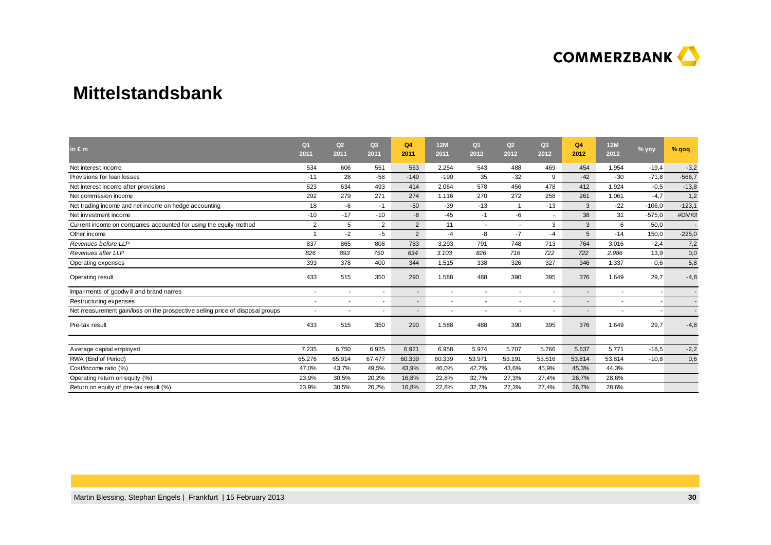# Mittelstandsbank

| in € m | Q1 2011 | Q2 2011 | Q3 2011 | Q4 2011 | 12M 2011 | Q1 2012 | Q2 2012 | Q3 2012 | Q4 2012 | 12M 2012 | % yoy | % qoq |
|---|---|---|---|---|---|---|---|---|---|---|---|---|
| Net interest income | 534 | 606 | 551 | 563 | 2.254 | 543 | 488 | 469 | 454 | 1.954 | -19,4 | -3,2 |
| Provisions for loan losses | -11 | 28 | -58 | -149 | -190 | 35 | -32 | 9 | -42 | -30 | -71,8 | -566,7 |
| Net interest income after provisions | 523 | 634 | 493 | 414 | 2.064 | 578 | 456 | 478 | 412 | 1.924 | -0,5 | -13,8 |
| Net commission income | 292 | 279 | 271 | 274 | 1.116 | 270 | 272 | 258 | 261 | 1.061 | -4,7 | 1,2 |
| Net trading income and net income on hedge accounting | 18 | -6 | -1 | -50 | -39 | -13 | 1 | -13 | 3 | -22 | -106,0 | -123,1 |
| Net investment income | -10 | -17 | -10 | -8 | -45 | -1 | -6 | - | 38 | 31 | -575,0 | #DIV/0! |
| Current income on companies accounted for using the equity method | 2 | 5 | 2 | 2 | 11 | - | - | 3 | 3 | 6 | 50,0 | - |
| Other income | 1 | -2 | -5 | 2 | -4 | -8 | -7 | -4 | 5 | -14 | 150,0 | -225,0 |
| *Revenues before LLP* | 837 | 865 | 808 | 783 | 3.293 | 791 | 748 | 713 | 764 | 3.016 | -2,4 | 7,2 |
| *Revenues after LLP* | *826* | *893* | *750* | 634 | *3.103* | *826* | *716* | *722* | 722 | *2.986* | 13,9 | 0,0 |
| Operating expenses | 393 | 378 | 400 | 344 | 1.515 | 338 | 326 | 327 | 346 | 1.337 | 0,6 | 5,8 |
| Operating result | 433 | 515 | 350 | 290 | 1.588 | 488 | 390 | 395 | 376 | 1.649 | 29,7 | -4,8 |
| Impairments of goodwill and brand names | - | - | - | - | - | - | - | - | - | - | - | - |
| Restructuring expenses | - | - | - | - | - | - | - | - | - | - | - | - |
| Net measurement gain/loss on the prospective selling price of disposal groups | - | - | - | - | - | - | - | - | - | - | - | - |
| Pre-tax result | 433 | 515 | 350 | 290 | 1.588 | 488 | 390 | 395 | 376 | 1.649 | 29,7 | -4,8 |
| Average capital employed | 7.235 | 6.750 | 6.925 | 6.921 | 6.958 | 5.974 | 5.707 | 5.766 | 5.637 | 5.771 | -18,5 | -2,2 |
| RWA (End of Period) | 65.276 | 65.914 | 67.477 | 60.339 | 60.339 | 53.971 | 53.191 | 53.516 | 53.814 | 53.814 | -10,8 | 0,6 |
| Cost/income ratio (%) | 47,0% | 43,7% | 49,5% | 43,9% | 46,0% | 42,7% | 43,6% | 45,9% | 45,3% | 44,3% | | |
| Operating return on equity (%) | 23,9% | 30,5% | 20,2% | 16,8% | 22,8% | 32,7% | 27,3% | 27,4% | 26,7% | 28,6% | | |
| Return on equity of pre-tax result (%) | 23,9% | 30,5% | 20,2% | 16,8% | 22,8% | 32,7% | 27,3% | 27,4% | 26,7% | 28,6% | | |

Martin Blessing, Stephan Engels | Frankfurt | 15 February 2013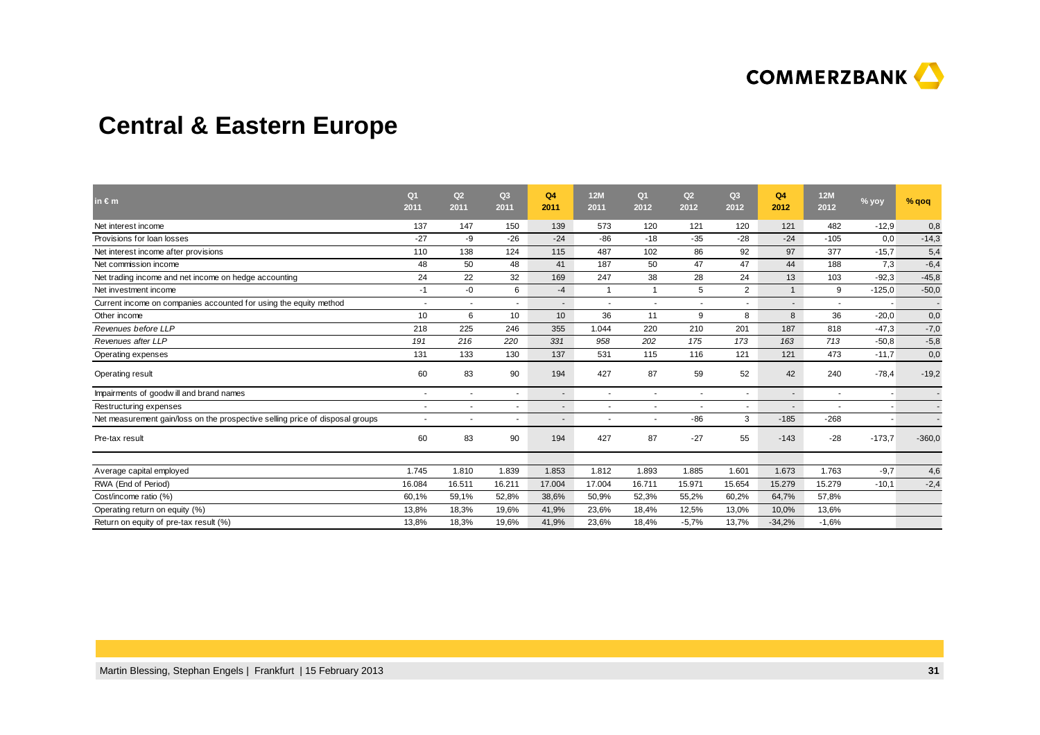# Central & Eastern Europe

| in € m | Q1 2011 | Q2 2011 | Q3 2011 | Q4 2011 | 12M 2011 | Q1 2012 | Q2 2012 | Q3 2012 | Q4 2012 | 12M 2012 | % yoy | % qoq |
|---|---|---|---|---|---|---|---|---|---|---|---|---|
| Net interest income | 137 | 147 | 150 | 139 | 573 | 120 | 121 | 120 | 121 | 482 | -12,9 | 0,8 |
| Provisions for loan losses | -27 | -9 | -26 | -24 | -86 | -18 | -35 | -28 | -24 | -105 | 0,0 | -14,3 |
| Net interest income after provisions | 110 | 138 | 124 | 115 | 487 | 102 | 86 | 92 | 97 | 377 | -15,7 | 5,4 |
| Net commission income | 48 | 50 | 48 | 41 | 187 | 50 | 47 | 47 | 44 | 188 | 7,3 | -6,4 |
| Net trading income and net income on hedge accounting | 24 | 22 | 32 | 169 | 247 | 38 | 28 | 24 | 13 | 103 | -92,3 | -45,8 |
| Net investment income | -1 | -0 | 6 | -4 | 1 | 1 | 5 | 2 | 1 | 9 | -125,0 | -50,0 |
| Current income on companies accounted for using the equity method | - | - | - | - | - | - | - | - | - | - | - | - |
| Other income | 10 | 6 | 10 | 10 | 36 | 11 | 9 | 8 | 8 | 36 | -20,0 | 0,0 |
| *Revenues before LLP* | 218 | 225 | 246 | 355 | 1.044 | 220 | 210 | 201 | 187 | 818 | -47,3 | -7,0 |
| *Revenues after LLP* | *191* | *216* | *220* | *331* | *958* | *202* | *175* | *173* | *163* | *713* | -50,8 | -5,8 |
| Operating expenses | 131 | 133 | 130 | 137 | 531 | 115 | 116 | 121 | 121 | 473 | -11,7 | 0,0 |
| Operating result | 60 | 83 | 90 | 194 | 427 | 87 | 59 | 52 | 42 | 240 | -78,4 | -19,2 |
| Impairments of goodwill and brand names | - | - | - | - | - | - | - | - | - | - | - | - |
| Restructuring expenses | - | - | - | - | - | - | - | - | - | - | - | - |
| Net measurement gain/loss on the prospective selling price of disposal groups | - | - | - | - | - | - | -86 | 3 | -185 | -268 | - | - |
| Pre-tax result | 60 | 83 | 90 | 194 | 427 | 87 | -27 | 55 | -143 | -28 | -173,7 | -360,0 |
| Average capital employed | 1.745 | 1.810 | 1.839 | 1.853 | 1.812 | 1.893 | 1.885 | 1.601 | 1.673 | 1.763 | -9,7 | 4,6 |
| RWA (End of Period) | 16.084 | 16.511 | 16.211 | 17.004 | 17.004 | 16.711 | 15.971 | 15.654 | 15.279 | 15.279 | -10,1 | -2,4 |
| Cost/income ratio (%) | 60,1% | 59,1% | 52,8% | 38,6% | 50,9% | 52,3% | 55,2% | 60,2% | 64,7% | 57,8% | | |
| Operating return on equity (%) | 13,8% | 18,3% | 19,6% | 41,9% | 23,6% | 18,4% | 12,5% | 13,0% | 10,0% | 13,6% | | |
| Return on equity of pre-tax result (%) | 13,8% | 18,3% | 19,6% | 41,9% | 23,6% | 18,4% | -5,7% | 13,7% | -34,2% | -1,6% | | |

Martin Blessing, Stephan Engels | Frankfurt | 15 February 2013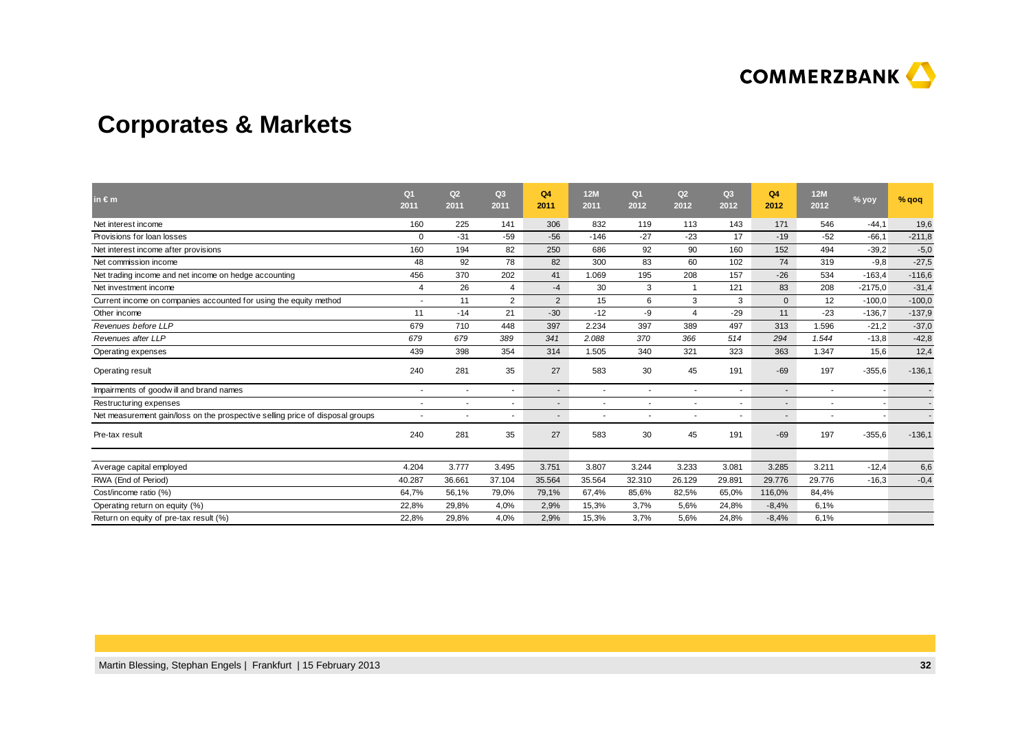# Corporates & Markets

| in € m | Q1 2011 | Q2 2011 | Q3 2011 | Q4 2011 | 12M 2011 | Q1 2012 | Q2 2012 | Q3 2012 | Q4 2012 | 12M 2012 | % yoy | % qoq |
|---|---|---|---|---|---|---|---|---|---|---|---|---|
| Net interest income | 160 | 225 | 141 | 306 | 832 | 119 | 113 | 143 | 171 | 546 | -44,1 | 19,6 |
| Provisions for loan losses | 0 | -31 | -59 | -56 | -146 | -27 | -23 | 17 | -19 | -52 | -66,1 | -211,8 |
| Net interest income after provisions | 160 | 194 | 82 | 250 | 686 | 92 | 90 | 160 | 152 | 494 | -39,2 | -5,0 |
| Net commission income | 48 | 92 | 78 | 82 | 300 | 83 | 60 | 102 | 74 | 319 | -9,8 | -27,5 |
| Net trading income and net income on hedge accounting | 456 | 370 | 202 | 41 | 1.069 | 195 | 208 | 157 | -26 | 534 | -163,4 | -116,6 |
| Net investment income | 4 | 26 | 4 | -4 | 30 | 3 | 1 | 121 | 83 | 208 | -2175,0 | -31,4 |
| Current income on companies accounted for using the equity method | - | 11 | 2 | 2 | 15 | 6 | 3 | 3 | 0 | 12 | -100,0 | -100,0 |
| Other income | 11 | -14 | 21 | -30 | -12 | -9 | 4 | -29 | 11 | -23 | -136,7 | -137,9 |
| *Revenues before LLP* | 679 | 710 | 448 | 397 | 2.234 | 397 | 389 | 497 | 313 | 1.596 | -21,2 | -37,0 |
| *Revenues after LLP* | *679* | *679* | *389* | *341* | *2.088* | *370* | *366* | *514* | *294* | *1.544* | -13,8 | -42,8 |
| Operating expenses | 439 | 398 | 354 | 314 | 1.505 | 340 | 321 | 323 | 363 | 1.347 | 15,6 | 12,4 |
| Operating result | 240 | 281 | 35 | 27 | 583 | 30 | 45 | 191 | -69 | 197 | -355,6 | -136,1 |
| Impairments of goodwill and brand names | - | - | - | - | - | - | - | - | - | - | - | - |
| Restructuring expenses | - | - | - | - | - | - | - | - | - | - | - | - |
| Net measurement gain/loss on the prospective selling price of disposal groups | - | - | - | - | - | - | - | - | - | - | - | - |
| Pre-tax result | 240 | 281 | 35 | 27 | 583 | 30 | 45 | 191 | -69 | 197 | -355,6 | -136,1 |
| Average capital employed | 4.204 | 3.777 | 3.495 | 3.751 | 3.807 | 3.244 | 3.233 | 3.081 | 3.285 | 3.211 | -12,4 | 6,6 |
| RWA (End of Period) | 40.287 | 36.661 | 37.104 | 35.564 | 35.564 | 32.310 | 26.129 | 29.891 | 29.776 | 29.776 | -16,3 | -0,4 |
| Cost/income ratio (%) | 64,7% | 56,1% | 79,0% | 79,1% | 67,4% | 85,6% | 82,5% | 65,0% | 116,0% | 84,4% | | |
| Operating return on equity (%) | 22,8% | 29,8% | 4,0% | 2,9% | 15,3% | 3,7% | 5,6% | 24,8% | -8,4% | 6,1% | | |
| Return on equity of pre-tax result (%) | 22,8% | 29,8% | 4,0% | 2,9% | 15,3% | 3,7% | 5,6% | 24,8% | -8,4% | 6,1% | | |

Martin Blessing, Stephan Engels | Frankfurt | 15 February 2013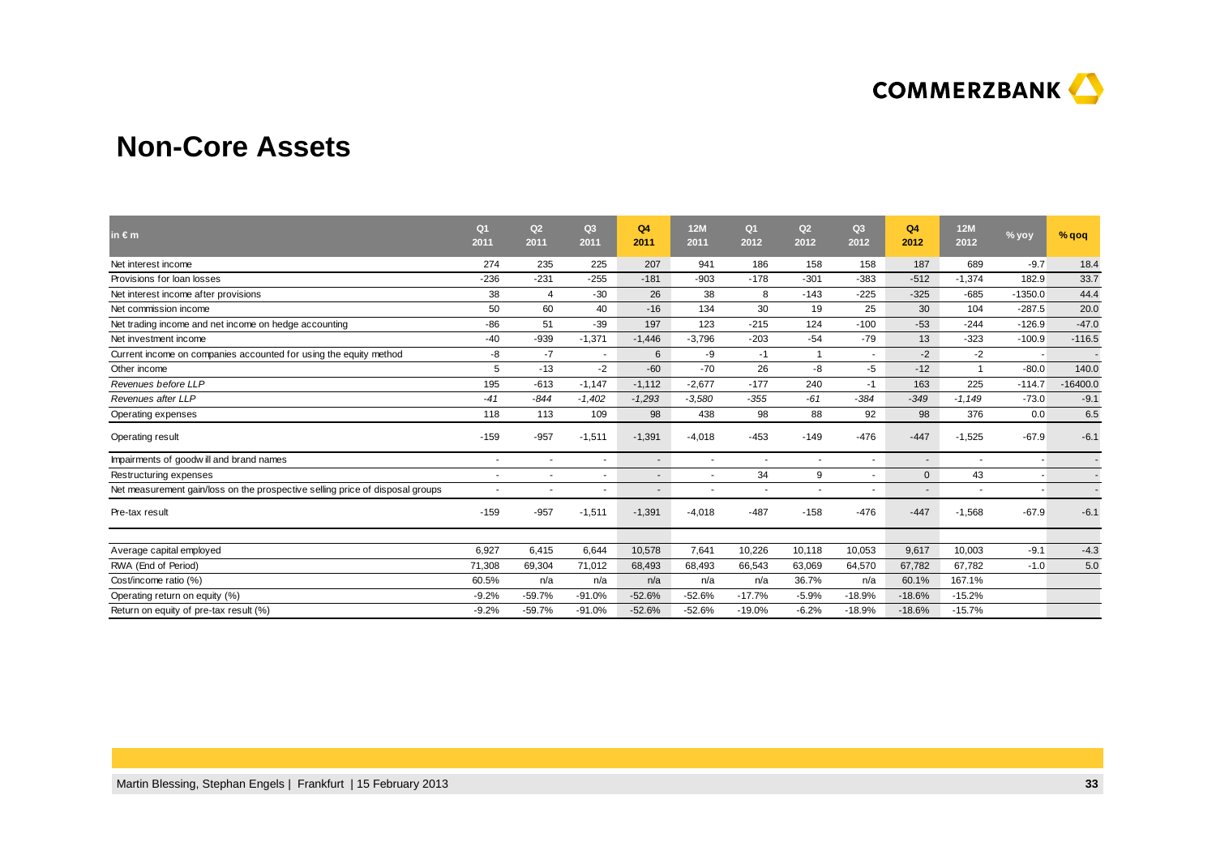## Non-Core Assets

| in € m | Q1 2011 | Q2 2011 | Q3 2011 | Q4 2011 | 12M 2011 | Q1 2012 | Q2 2012 | Q3 2012 | Q4 2012 | 12M 2012 | % yoy | % qoq |
|---|---|---|---|---|---|---|---|---|---|---|---|---|
| Net interest income | 274 | 235 | 225 | 207 | 941 | 186 | 158 | 158 | 187 | 689 | -9.7 | 18.4 |
| Provisions for loan losses | -236 | -231 | -255 | -181 | -903 | -178 | -301 | -383 | -512 | -1,374 | 182.9 | 33.7 |
| Net interest income after provisions | 38 | 4 | -30 | 26 | 38 | 8 | -143 | -225 | -325 | -685 | -1350.0 | 44.4 |
| Net commission income | 50 | 60 | 40 | -16 | 134 | 30 | 19 | 25 | 30 | 104 | -287.5 | 20.0 |
| Net trading income and net income on hedge accounting | -86 | 51 | -39 | 197 | 123 | -215 | 124 | -100 | -53 | -244 | -126.9 | -47.0 |
| Net investment income | -40 | -939 | -1,371 | -1,446 | -3,796 | -203 | -54 | -79 | 13 | -323 | -100.9 | -116.5 |
| Current income on companies accounted for using the equity method | -8 | -7 | - | 6 | -9 | -1 | 1 | - | -2 | -2 | - | - |
| Other income | 5 | -13 | -2 | -60 | -70 | 26 | -8 | -5 | -12 | 1 | -80.0 | 140.0 |
| *Revenues before LLP* | 195 | -613 | -1,147 | -1,112 | -2,677 | -177 | 240 | -1 | 163 | 225 | -114.7 | -16400.0 |
| *Revenues after LLP* | *-41* | *-844* | *-1,402* | *-1,293* | *-3,580* | *-355* | *-61* | *-384* | *-349* | *-1,149* | -73.0 | -9.1 |
| Operating expenses | 118 | 113 | 109 | 98 | 438 | 98 | 88 | 92 | 98 | 376 | 0.0 | 6.5 |
| Operating result | -159 | -957 | -1,511 | -1,391 | -4,018 | -453 | -149 | -476 | -447 | -1,525 | -67.9 | -6.1 |
| Impairments of goodwill and brand names | - | - | - | - | - | - | - | - | - | - | - | - |
| Restructuring expenses | - | - | - | - | - | 34 | 9 | - | 0 | 43 | - | - |
| Net measurement gain/loss on the prospective selling price of disposal groups | - | - | - | - | - | - | - | - | - | - | - | - |
| Pre-tax result | -159 | -957 | -1,511 | -1,391 | -4,018 | -487 | -158 | -476 | -447 | -1,568 | -67.9 | -6.1 |
| | | | | | | | | | | | | |
| Average capital employed | 6,927 | 6,415 | 6,644 | 10,578 | 7,641 | 10,226 | 10,118 | 10,053 | 9,617 | 10,003 | -9.1 | -4.3 |
| RWA (End of Period) | 71,308 | 69,304 | 71,012 | 68,493 | 68,493 | 66,543 | 63,069 | 64,570 | 67,782 | 67,782 | -1.0 | 5.0 |
| Cost/income ratio (%) | 60.5% | n/a | n/a | n/a | n/a | n/a | 36.7% | n/a | 60.1% | 167.1% | | |
| Operating return on equity (%) | -9.2% | -59.7% | -91.0% | -52.6% | -52.6% | -17.7% | -5.9% | -18.9% | -18.6% | -15.2% | | |
| Return on equity of pre-tax result (%) | -9.2% | -59.7% | -91.0% | -52.6% | -52.6% | -19.0% | -6.2% | -18.9% | -18.6% | -15.7% | | |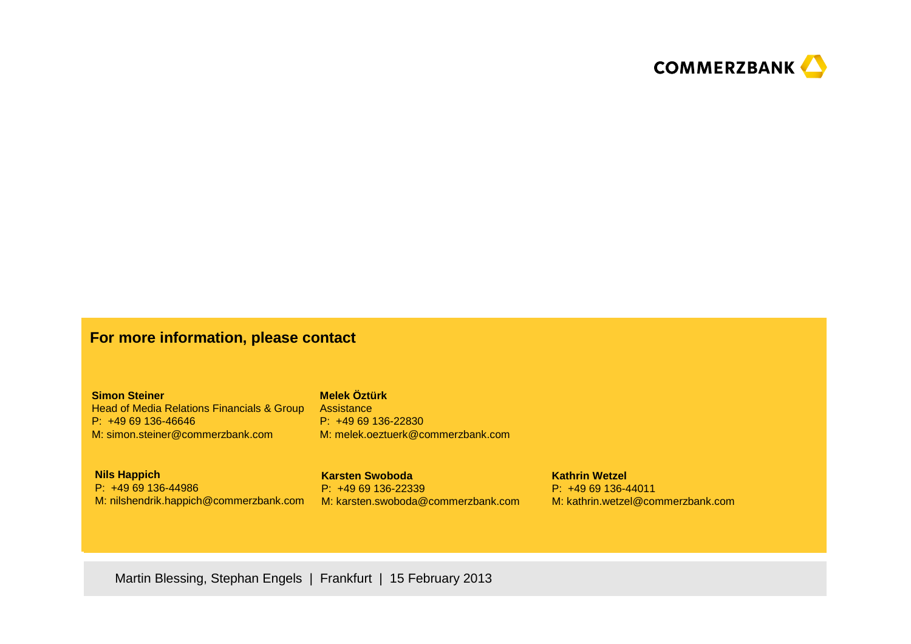COMMERZBANK

## For more information, please contact

**Simon Steiner**
Head of Media Relations Financials & Group
P: +49 69 136-46646
M: simon.steiner@commerzbank.com

**Melek Öztürk**
Assistance
P: +49 69 136-22830
M: melek.oeztuerk@commerzbank.com

**Nils Happich**
P: +49 69 136-44986
M: nilshendrik.happich@commerzbank.com

**Karsten Swoboda**
P: +49 69 136-22339
M: karsten.swoboda@commerzbank.com

**Kathrin Wetzel**
P: +49 69 136-44011
M: kathrin.wetzel@commerzbank.com

Martin Blessing, Stephan Engels | Frankfurt | 15 February 2013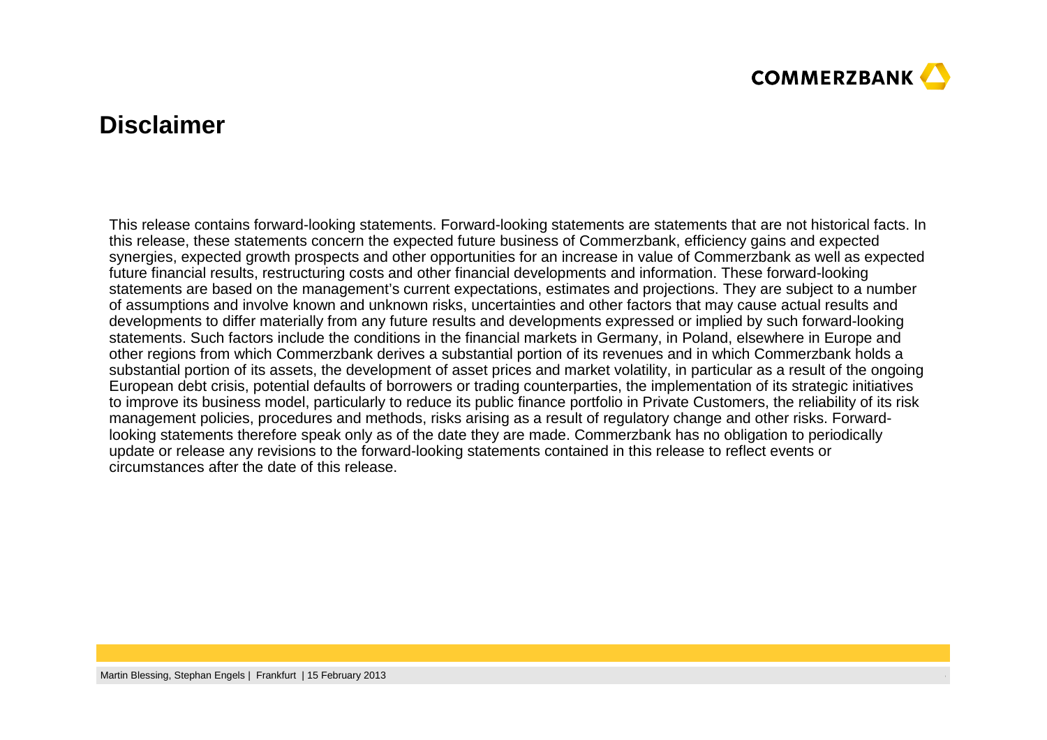# Disclaimer

This release contains forward-looking statements. Forward-looking statements are statements that are not historical facts. In this release, these statements concern the expected future business of Commerzbank, efficiency gains and expected synergies, expected growth prospects and other opportunities for an increase in value of Commerzbank as well as expected future financial results, restructuring costs and other financial developments and information. These forward-looking statements are based on the management's current expectations, estimates and projections. They are subject to a number of assumptions and involve known and unknown risks, uncertainties and other factors that may cause actual results and developments to differ materially from any future results and developments expressed or implied by such forward-looking statements. Such factors include the conditions in the financial markets in Germany, in Poland, elsewhere in Europe and other regions from which Commerzbank derives a substantial portion of its revenues and in which Commerzbank holds a substantial portion of its assets, the development of asset prices and market volatility, in particular as a result of the ongoing European debt crisis, potential defaults of borrowers or trading counterparties, the implementation of its strategic initiatives to improve its business model, particularly to reduce its public finance portfolio in Private Customers, the reliability of its risk management policies, procedures and methods, risks arising as a result of regulatory change and other risks. Forward-looking statements therefore speak only as of the date they are made. Commerzbank has no obligation to periodically update or release any revisions to the forward-looking statements contained in this release to reflect events or circumstances after the date of this release.